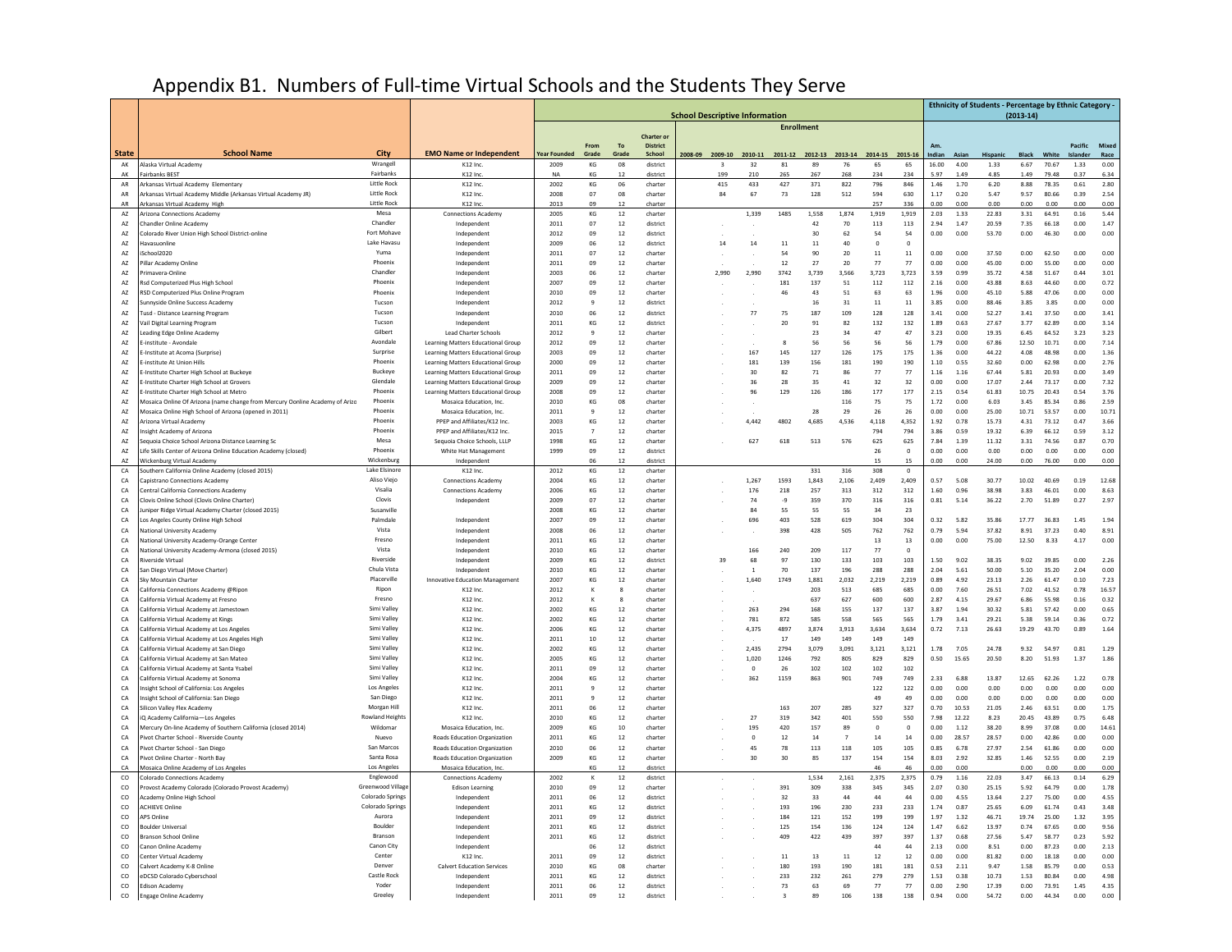# Appendix B1. Numbers of Full-time Virtual Schools and the Students They Serve

| | | | | School Descriptive Information | | | | | | | | | | | | | Ethnicity of Students - Percentage by Ethnic Category - (2013-14) | | | | | | |
|---|---|---|---|---|---|---|---|---|---|---|---|---|---|---|---|---|---|---|---|---|---|---|---|
| | | | | | | | | Enrollment | | | | | | | | | | | | | | | |
| State | School Name | City | EMO Name or Independent | Year Founded | From Grade | To Grade | Charter or District School | 2008-09 | 2009-10 | 2010-11 | 2011-12 | 2012-13 | 2013-14 | 2014-15 | 2015-16 | Am. Indian | Asian | Hispanic | Black | White | Pacific Islander | Mixed Race |
| AK | Alaska Virtual Academy | Wrangell | K12 Inc. | 2009 | KG | 08 | district | | 3 | 32 | 81 | 89 | 76 | 65 | 65 | 16.00 | 4.00 | 1.33 | 6.67 | 70.67 | 1.33 | 0.00 |
| AK | Fairbanks BEST | Fairbanks | K12 Inc. | NA | KG | 12 | district | | 199 | 210 | 265 | 267 | 268 | 234 | 234 | 5.97 | 1.49 | 4.85 | 1.49 | 79.48 | 0.37 | 6.34 |
| AR | Arkansas Virtual Academy Elementary | Little Rock | K12 Inc. | 2002 | KG | 06 | charter | | 415 | 433 | 427 | 371 | 822 | 796 | 846 | 1.46 | 1.70 | 6.20 | 8.88 | 78.35 | 0.61 | 2.80 |
| AR | Arkansas Virtual Academy Middle (Arkansas Virtual Academy JR) | Little Rock | K12 Inc. | 2008 | 07 | 08 | charter | | 84 | 67 | 73 | 128 | 512 | 594 | 630 | 1.17 | 0.20 | 5.47 | 9.57 | 80.66 | 0.39 | 2.54 |
| AR | Arkansas Virtual Academy High | Little Rock | K12 Inc. | 2013 | 09 | 12 | charter | | | | | | | 257 | 336 | 0.00 | 0.00 | 0.00 | 0.00 | 0.00 | 0.00 | 0.00 |
| AZ | Arizona Connections Academy | Mesa | Connections Academy | 2005 | KG | 12 | charter | | | 1,339 | 1485 | 1,558 | 1,874 | 1,919 | 1,919 | 2.03 | 1.33 | 22.83 | 3.31 | 64.91 | 0.16 | 5.44 |
| AZ | Chandler Online Academy | Chandler | Independent | 2011 | 07 | 12 | district | | . | . | | 42 | 70 | 113 | 113 | 2.94 | 1.47 | 20.59 | 7.35 | 66.18 | 0.00 | 1.47 |
| AZ | Colorado River Union High School District-online | Fort Mohave | Independent | 2012 | 09 | 12 | district | | . | . | | 30 | 62 | 54 | 54 | 0.00 | 0.00 | 53.70 | 0.00 | 46.30 | 0.00 | 0.00 |
| AZ | Havasuonline | Lake Havasu | Independent | 2009 | 06 | 12 | district | | 14 | 14 | 11 | 11 | 40 | 0 | 0 | | | | | | | |
| AZ | iSchool2020 | Yuma | Independent | 2011 | 07 | 12 | charter | | . | . | 54 | 90 | 20 | 11 | 11 | 0.00 | 0.00 | 37.50 | 0.00 | 62.50 | 0.00 | 0.00 |
| AZ | Pillar Academy Online | Phoenix | Independent | 2011 | 09 | 12 | charter | | . | . | 12 | 27 | 20 | 77 | 77 | 0.00 | 0.00 | 45.00 | 0.00 | 55.00 | 0.00 | 0.00 |
| AZ | Primavera-Online | Chandler | Independent | 2003 | 06 | 12 | charter | | 2,990 | 2,990 | 3742 | 3,739 | 3,566 | 3,723 | 3,723 | 3.59 | 0.99 | 35.72 | 4.58 | 51.67 | 0.44 | 3.01 |
| AZ | Rsd Computerized Plus High School | Phoenix | Independent | 2007 | 09 | 12 | charter | | . | . | 181 | 137 | 51 | 112 | 112 | 2.16 | 0.00 | 43.88 | 8.63 | 44.60 | 0.00 | 0.72 |
| AZ | RSD Computerized Plus Online Program | Phoenix | Independent | 2010 | 09 | 12 | charter | | . | . | 46 | 43 | 51 | 63 | 63 | 1.96 | 0.00 | 45.10 | 5.88 | 47.06 | 0.00 | 0.00 |
| AZ | Sunnyside Online Success Academy | Tucson | Independent | 2012 | 9 | 12 | district | | . | . | | 16 | 31 | 11 | 11 | 3.85 | 0.00 | 88.46 | 3.85 | 3.85 | 0.00 | 0.00 |
| AZ | Tusd - Distance Learning Program | Tucson | Independent | 2010 | 06 | 12 | district | | . | 77 | 75 | 187 | 109 | 128 | 128 | 3.41 | 0.00 | 52.27 | 3.41 | 37.50 | 0.00 | 3.41 |
| AZ | Vail Digital Learning Program | Tucson | Independent | 2011 | KG | 12 | district | | . | . | 20 | 91 | 82 | 132 | 132 | 1.89 | 0.63 | 27.67 | 3.77 | 62.89 | 0.00 | 3.14 |
| AZ | Leading Edge Online Academy | Gilbert | Lead Charter Schools | 2012 | 9 | 12 | charter | | . | . | | 23 | 34 | 47 | 47 | 3.23 | 0.00 | 19.35 | 6.45 | 64.52 | 3.23 | 3.23 |
| AZ | E-institute - Avondale | Avondale | Learning Matters Educational Group | 2012 | 09 | 12 | charter | | . | . | 8 | 56 | 56 | 56 | 56 | 1.79 | 0.00 | 67.86 | 12.50 | 10.71 | 0.00 | 7.14 |
| AZ | E-Institute at Acoma (Surprise) | Surprise | Learning Matters Educational Group | 2003 | 09 | 12 | charter | | . | 167 | 145 | 127 | 126 | 175 | 175 | 1.36 | 0.00 | 44.22 | 4.08 | 48.98 | 0.00 | 1.36 |
| AZ | E-institute At Union Hills | Phoenix | Learning Matters Educational Group | 2000 | 09 | 12 | charter | | . | 181 | 139 | 156 | 181 | 190 | 190 | 1.10 | 0.55 | 32.60 | 0.00 | 62.98 | 0.00 | 2.76 |
| AZ | E-Institute Charter High School at Buckeye | Buckeye | Learning Matters Educational Group | 2011 | 09 | 12 | charter | | . | 30 | 82 | 71 | 86 | 77 | 77 | 1.16 | 1.16 | 67.44 | 5.81 | 20.93 | 0.00 | 3.49 |
| AZ | E-Institute Charter High School at Grovers | Glendale | Learning Matters Educational Group | 2009 | 09 | 12 | charter | | . | 36 | 28 | 35 | 41 | 32 | 32 | 0.00 | 0.00 | 17.07 | 2.44 | 73.17 | 0.00 | 7.32 |
| AZ | E-Institute Charter High School at Metro | Phoenix | Learning Matters Educational Group | 2008 | 09 | 12 | charter | | . | 96 | 129 | 126 | 186 | 177 | 177 | 2.15 | 0.54 | 61.83 | 10.75 | 20.43 | 0.54 | 3.76 |
| AZ | Mosaica Online Of Arizona (name change from Mercury Oonline Academy of Arizo | Phoenix | Mosaica Education, Inc. | 2010 | KG | 08 | charter | | | | | | 116 | 75 | 75 | 1.72 | 0.00 | 6.03 | 3.45 | 85.34 | 0.86 | 2.59 |
| AZ | Mosaica Online High School of Arizona (opened in 2011) | Phoenix | Mosaica Education, Inc. | 2011 | 9 | 12 | charter | | . | . | | 28 | 29 | 26 | 26 | 0.00 | 0.00 | 25.00 | 10.71 | 53.57 | 0.00 | 10.71 |
| AZ | Arizona Virtual Academy | Phoenix | PPEP and Affiliates/K12 Inc. | 2003 | KG | 12 | charter | | . | 4,442 | 4802 | 4,685 | 4,536 | 4,118 | 4,352 | 1.92 | 0.78 | 15.73 | 4.31 | 73.12 | 0.47 | 3.66 |
| AZ | Insight Academy of Arizona | Phoenix | PPEP and Affiliates/K12 Inc. | 2015 | 7 | 12 | charter | | | | | | | 794 | 794 | 3.86 | 0.59 | 19.32 | 6.39 | 66.12 | 0.59 | 3.12 |
| AZ | Sequoia Choice School Arizona Distance Learning Sc | Mesa | Sequoia Choice Schools, LLLP | 1998 | KG | 12 | charter | | . | 627 | 618 | 513 | 576 | 625 | 625 | 7.84 | 1.39 | 11.32 | 3.31 | 74.56 | 0.87 | 0.70 |
| AZ | Life Skills Center of Arizona Online Education Academy (closed) | Phoenix | White Hat Management | 1999 | 09 | 12 | district | | | | | | | 26 | 0 | 0.00 | 0.00 | 0.00 | 0.00 | 0.00 | 0.00 | 0.00 |
| AZ | Wickenburg Virtual Academy | Wickenburg | Independent | | 06 | 12 | district | | | | | | | 15 | 15 | 0.00 | 0.00 | 24.00 | 0.00 | 76.00 | 0.00 | 0.00 |
| CA | Southern California Online Academy (closed 2015) | Lake Elsinore | K12 Inc. | 2012 | KG | 12 | charter | | | | | 331 | 316 | 308 | 0 | | | | | | | |
| CA | Capistrano Connections Academy | Aliso Viejo | Connections Academy | 2004 | KG | 12 | charter | | . | 1,267 | 1593 | 1,843 | 2,106 | 2,409 | 2,409 | 0.57 | 5.08 | 30.77 | 10.02 | 40.69 | 0.19 | 12.68 |
| CA | Central California Connections Academy | Visalia | Connections Academy | 2006 | KG | 12 | charter | | . | 176 | 218 | 257 | 313 | 312 | 312 | 1.60 | 0.96 | 38.98 | 3.83 | 46.01 | 0.00 | 8.63 |
| CA | Clovis Online School (Clovis Online Charter) | Clovis | Independent | 2009 | 07 | 12 | charter | | . | 74 | -9 | 359 | 370 | 316 | 316 | 0.81 | 5.14 | 36.22 | 2.70 | 51.89 | 0.27 | 2.97 |
| CA | Juniper Ridge Virtual Academy Charter (closed 2015) | Susanville | | 2008 | KG | 12 | charter | | . | 84 | 55 | 55 | 55 | 34 | 23 | | | | | | | |
| CA | Los Angeles County Online High School | Palmdale | Independent | 2007 | 09 | 12 | charter | | . | 696 | 403 | 528 | 619 | 304 | 304 | 0.32 | 5.82 | 35.86 | 17.77 | 36.83 | 1.45 | 1.94 |
| CA | National University Academy | Vista | Independent | 2008 | 06 | 12 | charter | | . | . | 398 | 428 | 505 | 762 | 762 | 0.79 | 5.94 | 37.82 | 8.91 | 37.23 | 0.40 | 8.91 |
| CA | National University Academy-Orange Center | Fresno | Independent | 2011 | KG | 12 | charter | | | | | | | 13 | 13 | 0.00 | 0.00 | 75.00 | 12.50 | 8.33 | 4.17 | 0.00 |
| CA | National University Academy-Armona (closed 2015) | Vista | Independent | 2010 | KG | 12 | charter | | | 166 | 240 | 209 | 117 | 77 | 0 | | | | | | | |
| CA | Riverside Virtual | Riverside | Independent | 2009 | KG | 12 | charter | | 39 | 68 | 97 | 130 | 133 | 103 | 103 | 1.50 | 9.02 | 38.35 | 9.02 | 39.85 | 0.00 | 2.26 |
| CA | San Diego Virtual (Move Charter) | Chula Vista | Independent | 2010 | KG | 12 | charter | | . | 1 | 70 | 137 | 196 | 288 | 288 | 2.04 | 5.61 | 50.00 | 5.10 | 35.20 | 2.04 | 0.00 |
| CA | Sky Mountain Charter | Placerville | Innovative Education Management | 2007 | KG | 12 | charter | | . | 1,640 | 1749 | 1,881 | 2,032 | 2,219 | 2,219 | 0.89 | 4.92 | 23.13 | 2.26 | 61.47 | 0.10 | 7.23 |
| CA | California Connections Academy @Ripon | Ripon | K12 Inc. | 2012 | K | 8 | charter | | . | . | | 203 | 513 | 685 | 685 | 0.00 | 7.60 | 26.51 | 7.02 | 41.52 | 0.78 | 16.57 |
| CA | California Virtual Academy at Fresno | Fresno | K12 Inc. | 2012 | K | 8 | charter | | . | . | | 637 | 627 | 600 | 600 | 2.87 | 4.15 | 29.67 | 6.86 | 55.98 | 0.16 | 0.32 |
| CA | California Virtual Academy at Jamestown | Simi Valley | K12 Inc. | 2002 | KG | 12 | charter | | . | 263 | 294 | 168 | 155 | 137 | 137 | 3.87 | 1.94 | 30.32 | 5.81 | 57.42 | 0.00 | 0.65 |
| CA | California Virtual Academy at Kings | Simi Valley | K12 Inc. | 2002 | KG | 12 | charter | | . | 781 | 872 | 585 | 558 | 565 | 565 | 1.79 | 3.41 | 29.21 | 5.38 | 59.14 | 0.36 | 0.72 |
| CA | California Virtual Academy at Los Angeles | Simi Valley | K12 Inc. | 2006 | KG | 12 | charter | | . | 4,375 | 4897 | 3,874 | 3,913 | 3,634 | 3,634 | 0.72 | 7.13 | 26.63 | 19.29 | 43.70 | 0.89 | 1.64 |
| CA | California Virtual Academy at Los Angeles High | Simi Valley | K12 Inc. | 2011 | 10 | 12 | charter | | . | . | 17 | 149 | 149 | 149 | 149 | | | | | | | |
| CA | California Virtual Academy at San Diego | Simi Valley | K12 Inc. | 2002 | KG | 12 | charter | | . | 2,435 | 2794 | 3,079 | 3,091 | 3,121 | 3,121 | 1.78 | 7.05 | 24.78 | 9.32 | 54.97 | 0.81 | 1.29 |
| CA | California Virtual Academy at San Mateo | Simi Valley | K12 Inc. | 2005 | KG | 12 | charter | | . | 1,020 | 1246 | 792 | 805 | 829 | 829 | 0.50 | 15.65 | 20.50 | 8.20 | 51.93 | 1.37 | 1.86 |
| CA | California Virtual Academy at Santa Ysabel | Simi Valley | K12 Inc. | 2011 | 09 | 12 | charter | | . | 0 | 26 | 102 | 102 | 102 | 102 | | | | | | | |
| CA | California Virtual Academy at Sonoma | Simi Valley | K12 Inc. | 2004 | KG | 12 | charter | | . | 362 | 1159 | 863 | 901 | 749 | 749 | 2.33 | 6.88 | 13.87 | 12.65 | 62.26 | 1.22 | 0.78 |
| CA | Insight School of California: Los Angeles | Los Angeles | K12 Inc. | 2011 | 9 | 12 | charter | | | | | | | 122 | 122 | 0.00 | 0.00 | 0.00 | 0.00 | 0.00 | 0.00 | 0.00 |
| CA | Insight School of California: San Diego | San Diego | K12 Inc. | 2011 | 9 | 12 | charter | | | | | | | 49 | 49 | 0.00 | 0.00 | 0.00 | 0.00 | 0.00 | 0.00 | 0.00 |
| CA | Silicon Valley Flex Academy | Morgan Hill | K12 Inc. | 2011 | 06 | 12 | charter | | | | 163 | 207 | 285 | 327 | 327 | 0.70 | 10.53 | 21.05 | 2.46 | 63.51 | 0.00 | 1.75 |
| CA | iQ Academy California—Los Angeles | Rowland Heights | K12 Inc. | 2010 | KG | 12 | charter | | . | 27 | 319 | 342 | 401 | 550 | 550 | 7.98 | 12.22 | 8.23 | 20.45 | 43.89 | 0.75 | 6.48 |
| CA | Mercury On-line Academy of Southern California (closed 2014) | Wildomar | Mosaica Education, Inc. | 2009 | KG | 10 | charter | | . | 195 | 420 | 157 | 89 | 0 | 0 | 0.00 | 1.12 | 38.20 | 8.99 | 37.08 | 0.00 | 14.61 |
| CA | Pivot Charter School - Riverside County | Nuevo | Roads Education Organization | 2011 | KG | 12 | charter | | . | 0 | 12 | 14 | 7 | 14 | 14 | 0.00 | 28.57 | 28.57 | 0.00 | 42.86 | 0.00 | 0.00 |
| CA | Pivot Charter School - San Diego | San Marcos | Roads Education Organization | 2010 | 06 | 12 | charter | | . | 45 | 78 | 113 | 118 | 105 | 105 | 0.85 | 6.78 | 27.97 | 2.54 | 61.86 | 0.00 | 0.00 |
| CA | Pivot Online Charter - North Bay | Santa Rosa | Roads Education Organization | 2009 | KG | 12 | charter | | . | 30 | 30 | 85 | 137 | 154 | 154 | 8.03 | 2.92 | 32.85 | 1.46 | 52.55 | 0.00 | 2.19 |
| CA | Mosaica Online Academy of Los Angeles | Los Angeles | Mosaica Education, Inc. | | KG | 12 | district | | | | | | | 46 | 46 | 0.00 | 0.00 | | 0.00 | 0.00 | 0.00 | 0.00 |
| CO | Colorado Connections Academy | Englewood | Connections Academy | 2002 | K | 12 | district | | . | . | | 1,534 | 2,161 | 2,375 | 2,375 | 0.79 | 1.16 | 22.03 | 3.47 | 66.13 | 0.14 | 6.29 |
| CO | Provost Academy Colorado (Colorado Provost Academy) | Greenwood Village | Edison Learning | 2010 | 09 | 12 | district | | . | . | 391 | 309 | 338 | 345 | 345 | 2.07 | 0.30 | 25.15 | 5.92 | 64.79 | 0.00 | 1.78 |
| CO | Academy Online High School | Colorado Springs | Independent | 2011 | 06 | 12 | district | | . | . | 32 | 33 | 44 | 44 | 44 | 0.00 | 4.55 | 13.64 | 2.27 | 75.00 | 0.00 | 4.55 |
| CO | ACHIEVE Online | Colorado Springs | Independent | 2011 | KG | 12 | district | | . | . | 193 | 196 | 230 | 233 | 233 | 1.74 | 0.87 | 25.65 | 6.09 | 61.74 | 0.43 | 3.48 |
| CO | APS Online | Aurora | Independent | 2011 | 09 | 12 | district | | . | . | 184 | 121 | 152 | 199 | 199 | 1.97 | 1.32 | 46.71 | 19.74 | 25.00 | 1.32 | 3.95 |
| CO | Boulder Universal | Boulder | Independent | 2011 | KG | 12 | district | | . | . | 125 | 154 | 136 | 124 | 124 | 1.47 | 6.62 | 13.97 | 0.74 | 67.65 | 0.00 | 9.56 |
| CO | Branson School Online | Branson | Independent | 2011 | KG | 12 | district | | . | . | 409 | 422 | 439 | 397 | 397 | 1.37 | 0.68 | 27.56 | 5.47 | 58.77 | 0.23 | 5.92 |
| CO | Canon Online Academy | Canon City | Independent | | 06 | 12 | district | | | | | | | 44 | 44 | 2.13 | 0.00 | 8.51 | 0.00 | 87.23 | 0.00 | 2.13 |
| CO | Center Virtual Academy | Center | K12 Inc. | 2011 | 09 | 12 | district | | . | . | 11 | 13 | 11 | 12 | 12 | 0.00 | 0.00 | 81.82 | 0.00 | 18.18 | 0.00 | 0.00 |
| CO | Calvert Academy K-8 Online | Denver | Calvert Education Services | 2010 | KG | 08 | charter | | . | . | 180 | 193 | 190 | 181 | 181 | 0.53 | 2.11 | 9.47 | 1.58 | 85.79 | 0.00 | 0.53 |
| CO | eDCSD Colorado Cyberschool | Castle Rock | Independent | 2011 | KG | 12 | district | | . | . | 233 | 232 | 261 | 279 | 279 | 1.53 | 0.38 | 10.73 | 1.53 | 80.84 | 0.00 | 4.98 |
| CO | Edison Academy | Yoder | Independent | 2011 | 06 | 12 | district | | . | . | 73 | 63 | 69 | 77 | 77 | 0.00 | 2.90 | 17.39 | 0.00 | 73.91 | 1.45 | 4.35 |
| CO | Engage Online Academy | Greeley | Independent | 2011 | 09 | 12 | district | | . | . | 3 | 89 | 106 | 138 | 138 | 0.94 | 0.00 | 54.72 | 0.00 | 44.34 | 0.00 | 0.00 |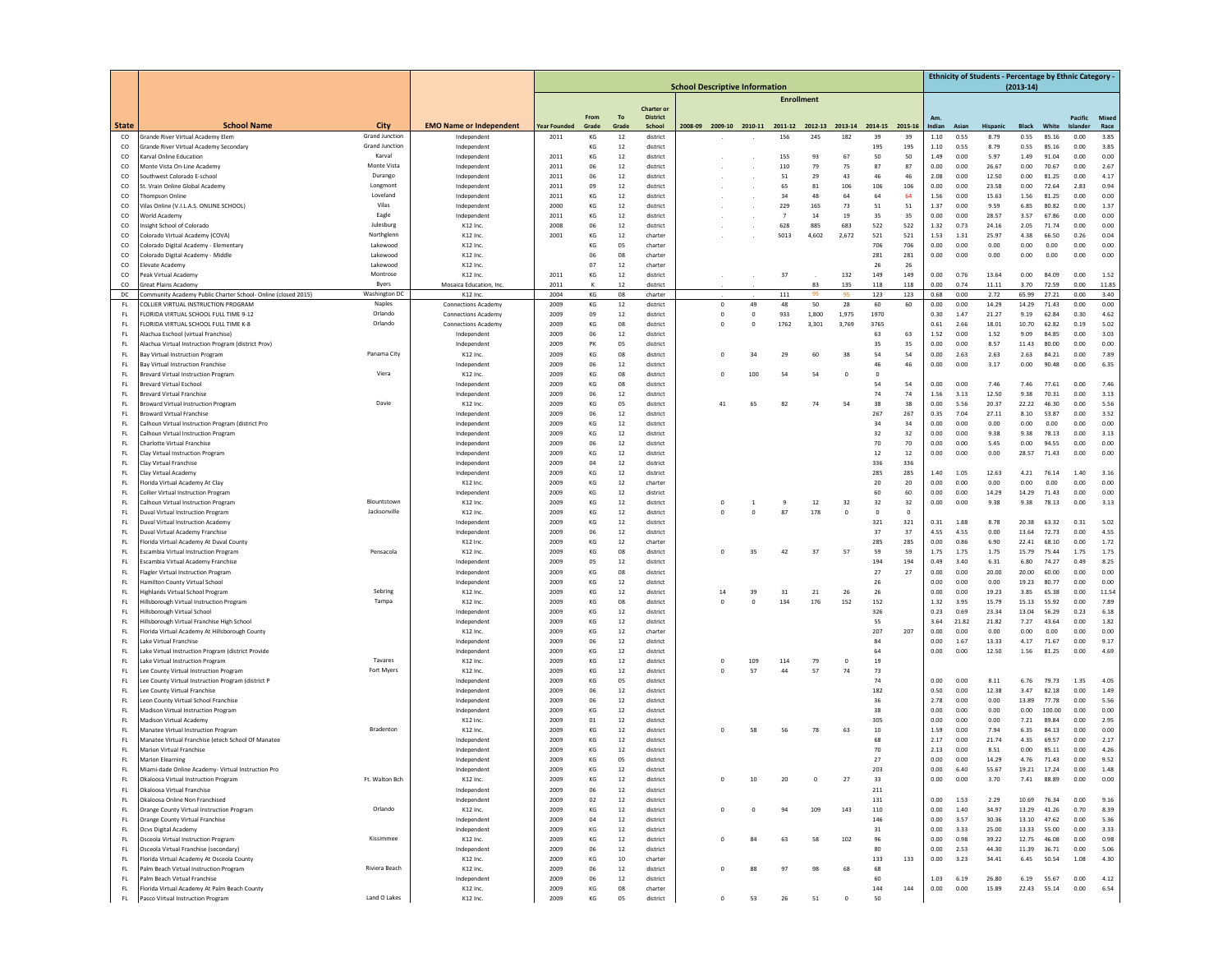| | | | | School Descriptive Information | | | | | | | | | | | | Ethnicity of Students - Percentage by Ethnic Category - (2013-14) | | | | | | |
|---|---|---|---|---|---|---|---|---|---|---|---|---|---|---|---|---|---|---|---|---|---|---|
| | | | | | | | | Enrollment | | | | | | | | | | | | | | |
| State | School Name | City | EMO Name or Independent | Year Founded | From Grade | To Grade | Charter or District School | 2008-09 | 2009-10 | 2010-11 | 2011-12 | 2012-13 | 2013-14 | 2014-15 | 2015-16 | Am. Indian | Asian | Hispanic | Black | White | Pacific Islander | Mixed Race |
| CO | Grande River Virtual Academy Elem | Grand Junction | Independent | 2011 | KG | 12 | district | | . | . | 156 | 245 | 182 | 39 | 39 | 1.10 | 0.55 | 8.79 | 0.55 | 85.16 | 0.00 | 3.85 |
| CO | Grande River Virtual Academy Secondary | Grand Junction | Independent | | KG | 12 | district | | | | | | | 195 | 195 | 1.10 | 0.55 | 8.79 | 0.55 | 85.16 | 0.00 | 3.85 |
| CO | Karval Online Education | Karval | Independent | 2011 | KG | 12 | district | | . | . | 155 | 93 | 67 | 50 | 50 | 1.49 | 0.00 | 5.97 | 1.49 | 91.04 | 0.00 | 0.00 |
| CO | Monte Vista On-Line Academy | Monte Vista | Independent | 2011 | 06 | 12 | district | | . | . | 110 | 79 | 75 | 87 | 87 | 0.00 | 0.00 | 26.67 | 0.00 | 70.67 | 0.00 | 2.67 |
| CO | Southwest Colorado E-school | Durango | Independent | 2011 | 06 | 12 | district | | . | . | 51 | 29 | 43 | 46 | 46 | 2.08 | 0.00 | 12.50 | 0.00 | 81.25 | 0.00 | 4.17 |
| CO | St. Vrain Online Global Academy | Longmont | Independent | 2011 | 09 | 12 | district | | . | . | 65 | 81 | 106 | 106 | 106 | 0.00 | 0.00 | 23.58 | 0.00 | 72.64 | 2.83 | 0.94 |
| CO | Thompson Online | Loveland | Independent | 2011 | KG | 12 | district | | . | . | 34 | 48 | 64 | 64 | 64 | 1.56 | 0.00 | 15.63 | 1.56 | 81.25 | 0.00 | 0.00 |
| CO | Vilas Online (V.I.L.A.S. ONLINE SCHOOL) | Vilas | Independent | 2000 | KG | 12 | district | | . | . | 229 | 165 | 73 | 51 | 51 | 1.37 | 0.00 | 9.59 | 6.85 | 80.82 | 0.00 | 1.37 |
| CO | World Academy | Eagle | Independent | 2011 | KG | 12 | district | | . | . | 7 | 14 | 19 | 35 | 35 | 0.00 | 0.00 | 28.57 | 3.57 | 67.86 | 0.00 | 0.00 |
| CO | Insight School of Colorado | Julesburg | K12 Inc. | 2008 | 06 | 12 | district | | . | . | 628 | 885 | 683 | 522 | 522 | 1.32 | 0.73 | 24.16 | 2.05 | 71.74 | 0.00 | 0.00 |
| CO | Colorado Virtual Academy (COVA) | Northglenn | K12 Inc. | 2001 | KG | 12 | charter | | . | . | 5013 | 4,602 | 2,672 | 521 | 521 | 1.53 | 1.31 | 25.97 | 4.38 | 66.50 | 0.26 | 0.04 |
| CO | Colorado Digital Academy - Elementary | Lakewood | K12 Inc. | | KG | 05 | charter | | | | | | | 706 | 706 | 0.00 | 0.00 | 0.00 | 0.00 | 0.00 | 0.00 | 0.00 |
| CO | Colorado Digital Academy - Middle | Lakewood | K12 Inc. | | 06 | 08 | charter | | | | | | | 281 | 281 | 0.00 | 0.00 | 0.00 | 0.00 | 0.00 | 0.00 | 0.00 |
| CO | Elevate Academy | Lakewood | K12 Inc. | | 07 | 12 | charter | | | | | | | 26 | 26 | | | | | | | |
| CO | Peak Virtual Academy | Montrose | K12 Inc. | 2011 | KG | 12 | district | | . | . | 37 | . | 132 | 149 | 149 | 0.00 | 0.76 | 13.64 | 0.00 | 84.09 | 0.00 | 1.52 |
| CO | Great Plains Academy | Byers | Mosaica Education, Inc. | 2011 | K | 12 | district | | | | | 83 | 135 | 118 | 118 | 0.00 | 0.74 | 11.11 | 3.70 | 72.59 | 0.00 | 11.85 |
| DC | Community Academy Public Charter School- Online (closed 2015) | Washington DC | K12 Inc. | 2004 | KG | 08 | charter | | . | . | 111 | 95 | 95 | 123 | 123 | 0.68 | 0.00 | 2.72 | 65.99 | 27.21 | 0.00 | 3.40 |
| FL | COLLIER VIRTUAL INSTRUCTION PROGRAM | Naples | Connections Academy | 2009 | KG | 12 | district | | 0 | 49 | 48 | 50 | 28 | 60 | 60 | 0.00 | 0.00 | 14.29 | 14.29 | 71.43 | 0.00 | 0.00 |
| FL | FLORIDA VIRTUAL SCHOOL FULL TIME 9-12 | Orlando | Connections Academy | 2009 | 09 | 12 | district | | 0 | 0 | 933 | 1,800 | 1,975 | 1970 | | 0.30 | 1.47 | 21.27 | 9.19 | 62.84 | 0.30 | 4.62 |
| FL | FLORIDA VIRTUAL SCHOOL FULL TIME K-8 | Orlando | Connections Academy | 2009 | KG | 08 | district | | 0 | 0 | 1762 | 3,301 | 3,769 | 3765 | | 0.61 | 2.66 | 18.01 | 10.70 | 62.82 | 0.19 | 5.02 |
| FL | Alachua Eschool (virtual Franchise) | | Independent | 2009 | 06 | 12 | district | | | | | | | 63 | 63 | 1.52 | 0.00 | 1.52 | 9.09 | 84.85 | 0.00 | 3.03 |
| FL | Alachua Virtual Instruction Program (district Prov) | | Independent | 2009 | PK | 05 | district | | | | | | | 35 | 35 | 0.00 | 0.00 | 8.57 | 11.43 | 80.00 | 0.00 | 0.00 |
| FL | Bay Virtual Instruction Program | Panama City | K12 Inc. | 2009 | KG | 08 | district | | 0 | 34 | 29 | 60 | 38 | 54 | 54 | 0.00 | 2.63 | 2.63 | 2.63 | 84.21 | 0.00 | 7.89 |
| FL | Bay Virtual Instruction Franchise | | Independent | 2009 | 06 | 12 | district | | | | | | | 46 | 46 | 0.00 | 0.00 | 3.17 | 0.00 | 90.48 | 0.00 | 6.35 |
| FL | Brevard Virtual Instruction Program | Viera | K12 Inc. | 2009 | KG | 08 | district | | 0 | 100 | 54 | 54 | 0 | 0 | | | | | | | | |
| FL | Brevard Virtual Eschool | | Independent | 2009 | KG | 08 | district | | | | | | | 54 | 54 | 0.00 | 0.00 | 7.46 | 7.46 | 77.61 | 0.00 | 7.46 |
| FL | Brevard Virtual Franchise | | Independent | 2009 | 06 | 12 | district | | | | | | | 74 | 74 | 1.56 | 3.13 | 12.50 | 9.38 | 70.31 | 0.00 | 3.13 |
| FL | Broward Virtual Instruction Program | Davie | K12 Inc. | 2009 | KG | 05 | district | | 41 | 65 | 82 | 74 | 54 | 38 | 38 | 0.00 | 5.56 | 20.37 | 22.22 | 46.30 | 0.00 | 5.56 |
| FL | Broward Virtual Franchise | | Independent | 2009 | 06 | 12 | district | | | | | | | 267 | 267 | 0.35 | 7.04 | 27.11 | 8.10 | 53.87 | 0.00 | 3.52 |
| FL | Calhoun Virtual Instruction Program (district Pro | | Independent | 2009 | KG | 12 | district | | | | | | | 34 | 34 | 0.00 | 0.00 | 0.00 | 0.00 | 0.00 | 0.00 | 0.00 |
| FL | Calhoun Virtual Instruction Program | | Independent | 2009 | KG | 12 | district | | | | | | | 32 | 32 | 0.00 | 0.00 | 9.38 | 9.38 | 78.13 | 0.00 | 3.13 |
| FL | Charlotte Virtual Franchise | | Independent | 2009 | 06 | 12 | district | | | | | | | 70 | 70 | 0.00 | 0.00 | 5.45 | 0.00 | 94.55 | 0.00 | 0.00 |
| FL | Clay Virtual Instruction Program | | Independent | 2009 | KG | 12 | district | | | | | | | 12 | 12 | 0.00 | 0.00 | 0.00 | 28.57 | 71.43 | 0.00 | 0.00 |
| FL | Clay Virtual Franchise | | Independent | 2009 | 04 | 12 | district | | | | | | | 336 | 336 | | | | | | | |
| FL | Clay Virtual Academy | | Independent | 2009 | KG | 12 | district | | | | | | | 285 | 285 | 1.40 | 1.05 | 12.63 | 4.21 | 76.14 | 1.40 | 3.16 |
| FL | Florida Virtual Academy At Clay | | K12 Inc. | 2009 | KG | 12 | charter | | | | | | | 20 | 20 | 0.00 | 0.00 | 0.00 | 0.00 | 0.00 | 0.00 | 0.00 |
| FL | Collier Virtual Instruction Program | | Independent | 2009 | KG | 12 | district | | | | | | | 60 | 60 | 0.00 | 0.00 | 14.29 | 14.29 | 71.43 | 0.00 | 0.00 |
| FL | Calhoun Virtual Instruction Program | Blountstown | K12 Inc. | 2009 | KG | 12 | district | | 0 | 1 | 9 | 12 | 32 | 32 | 32 | 0.00 | 0.00 | 9.38 | 9.38 | 78.13 | 0.00 | 3.13 |
| FL | Duval Virtual Instruction Program | Jacksonville | K12 Inc. | 2009 | KG | 12 | district | | 0 | 0 | 87 | 178 | 0 | 0 | 0 | | | | | | | |
| FL | Duval Virtual Instruction Academy | | Independent | 2009 | KG | 12 | district | | | | | | | 321 | 321 | 0.31 | 1.88 | 8.78 | 20.38 | 63.32 | 0.31 | 5.02 |
| FL | Duval Virtual Academy Franchise | | Independent | 2009 | 06 | 12 | district | | | | | | | 37 | 37 | 4.55 | 4.55 | 0.00 | 13.64 | 72.73 | 0.00 | 4.55 |
| FL | Florida Virtual Academy At Duval County | | K12 Inc. | 2009 | KG | 12 | charter | | | | | | | 285 | 285 | 0.00 | 0.86 | 6.90 | 22.41 | 68.10 | 0.00 | 1.72 |
| FL | Escambia Virtual Instruction Program | Pensacola | K12 Inc. | 2009 | KG | 08 | district | | 0 | 35 | 42 | 37 | 57 | 59 | 59 | 1.75 | 1.75 | 1.75 | 15.79 | 75.44 | 1.75 | 1.75 |
| FL | Escambia Virtual Academy Franchise | | Independent | 2009 | 05 | 12 | district | | | | | | | 194 | 194 | 0.49 | 3.40 | 6.31 | 6.80 | 74.27 | 0.49 | 8.25 |
| FL | Flagler Virtual Instruction Program | | Independent | 2009 | KG | 08 | district | | | | | | | 27 | 27 | 0.00 | 0.00 | 20.00 | 20.00 | 60.00 | 0.00 | 0.00 |
| FL | Hamilton County Virtual School | | Independent | 2009 | KG | 12 | district | | | | | | | 26 | | 0.00 | 0.00 | 0.00 | 19.23 | 80.77 | 0.00 | 0.00 |
| FL | Highlands Virtual School Program | Sebring | K12 Inc. | 2009 | KG | 12 | district | | 14 | 39 | 31 | 21 | 26 | 26 | | 0.00 | 0.00 | 19.23 | 3.85 | 65.38 | 0.00 | 11.54 |
| FL | Hillsborough Virtual Instruction Program | Tampa | K12 Inc. | 2009 | KG | 08 | district | | 0 | 0 | 134 | 176 | 152 | 152 | | 1.32 | 3.95 | 15.79 | 15.13 | 55.92 | 0.00 | 7.89 |
| FL | Hillsborough Virtual School | | Independent | 2009 | KG | 12 | district | | | | | | | 326 | | 0.23 | 0.69 | 23.34 | 13.04 | 56.29 | 0.23 | 6.18 |
| FL | Hillsborough Virtual Franchise High School | | Independent | 2009 | KG | 12 | district | | | | | | | 55 | | 3.64 | 21.82 | 21.82 | 7.27 | 43.64 | 0.00 | 1.82 |
| FL | Florida Virtual Academy At Hillsborough County | | K12 Inc. | 2009 | KG | 12 | charter | | | | | | | 207 | 207 | 0.00 | 0.00 | 0.00 | 0.00 | 0.00 | 0.00 | 0.00 |
| FL | Lake Virtual Franchise | | Independent | 2009 | 06 | 12 | district | | | | | | | 84 | | 0.00 | 1.67 | 13.33 | 4.17 | 71.67 | 0.00 | 9.17 |
| FL | Lake Virtual Instruction Program (district Provide | | Independent | 2009 | KG | 12 | district | | | | | | | 64 | | 0.00 | 0.00 | 12.50 | 1.56 | 81.25 | 0.00 | 4.69 |
| FL | Lake Virtual Instruction Program | Tavares | K12 Inc. | 2009 | KG | 12 | district | | 0 | 109 | 114 | 79 | 0 | 19 | | | | | | | | |
| FL | Lee County Virtual Instruction Program | Fort Myers | K12 Inc. | 2009 | KG | 12 | district | | 0 | 57 | 44 | 57 | 74 | 73 | | | | | | | | |
| FL | Lee County Virtual Instruction Program (district P | | Independent | 2009 | KG | 05 | district | | | | | | | 74 | | 0.00 | 0.00 | 8.11 | 6.76 | 79.73 | 1.35 | 4.05 |
| FL | Lee County Virtual Franchise | | Independent | 2009 | 06 | 12 | district | | | | | | | 182 | | 0.50 | 0.00 | 12.38 | 3.47 | 82.18 | 0.00 | 1.49 |
| FL | Leon County Virtual School Franchise | | Independent | 2009 | 06 | 12 | district | | | | | | | 36 | | 2.78 | 0.00 | 0.00 | 13.89 | 77.78 | 0.00 | 5.56 |
| FL | Madison Virtual Instruction Program | | Independent | 2009 | KG | 12 | district | | | | | | | 38 | | 0.00 | 0.00 | 0.00 | 0.00 | 100.00 | 0.00 | 0.00 |
| FL | Madison Virtual Academy | | K12 Inc. | 2009 | 01 | 12 | district | | | | | | | 305 | | 0.00 | 0.00 | 0.00 | 7.21 | 89.84 | 0.00 | 2.95 |
| FL | Manatee Virtual Instruction Program | Bradenton | K12 Inc. | 2009 | KG | 12 | district | | 0 | 58 | 56 | 78 | 63 | 10 | | 1.59 | 0.00 | 7.94 | 6.35 | 84.13 | 0.00 | 0.00 |
| FL | Manatee Virtual Franchise (etech School Of Manatee | | Independent | 2009 | KG | 12 | district | | | | | | | 68 | | 2.17 | 0.00 | 21.74 | 4.35 | 69.57 | 0.00 | 2.17 |
| FL | Marion Virtual Franchise | | Independent | 2009 | KG | 12 | district | | | | | | | 70 | | 2.13 | 0.00 | 8.51 | 0.00 | 85.11 | 0.00 | 4.26 |
| FL | Marion Elearning | | Independent | 2009 | KG | 05 | district | | | | | | | 27 | | 0.00 | 0.00 | 14.29 | 4.76 | 71.43 | 0.00 | 9.52 |
| FL | Miami-dade Online Academy- Virtual Instruction Pro | | Independent | 2009 | KG | 12 | district | | | | | | | 203 | | 0.00 | 6.40 | 55.67 | 19.21 | 17.24 | 0.00 | 1.48 |
| FL | Okaloosa Virtual Instruction Program | Ft. Walton Bch | K12 Inc. | 2009 | KG | 12 | district | | 0 | 10 | 20 | 0 | 27 | 33 | | 0.00 | 0.00 | 3.70 | 7.41 | 88.89 | 0.00 | 0.00 |
| FL | Okaloosa Virtual Franchise | | Independent | 2009 | 06 | 12 | district | | | | | | | 211 | | | | | | | | |
| FL | Okaloosa Online Non Franchised | | Independent | 2009 | 02 | 12 | district | | | | | | | 131 | | 0.00 | 1.53 | 2.29 | 10.69 | 76.34 | 0.00 | 9.16 |
| FL | Orange County Virtual Instruction Program | Orlando | K12 Inc. | 2009 | KG | 12 | district | | 0 | 0 | 94 | 109 | 143 | 110 | | 0.00 | 1.40 | 34.97 | 13.29 | 41.26 | 0.70 | 8.39 |
| FL | Orange County Virtual Franchise | | Independent | 2009 | 04 | 12 | district | | | | | | | 146 | | 0.00 | 3.57 | 30.36 | 13.10 | 47.62 | 0.00 | 5.36 |
| FL | Ocvs Digital Academy | | Independent | 2009 | KG | 12 | district | | | | | | | 31 | | 0.00 | 3.33 | 25.00 | 13.33 | 55.00 | 0.00 | 3.33 |
| FL | Osceola Virtual Instruction Program | Kissimmee | K12 Inc. | 2009 | KG | 12 | district | | 0 | 84 | 63 | 58 | 102 | 96 | | 0.00 | 0.98 | 39.22 | 12.75 | 46.08 | 0.00 | 0.98 |
| FL | Osceola Virtual Franchise (secondary) | | Independent | 2009 | 06 | 12 | district | | | | | | | 80 | | 0.00 | 2.53 | 44.30 | 11.39 | 36.71 | 0.00 | 5.06 |
| FL | Florida Virtual Academy At Osceola County | | K12 Inc. | 2009 | KG | 10 | charter | | | | | | | 133 | 133 | 0.00 | 3.23 | 34.41 | 6.45 | 50.54 | 1.08 | 4.30 |
| FL | Palm Beach Virtual Instruction Program | Riviera Beach | K12 Inc. | 2009 | 06 | 12 | district | | 0 | 88 | 97 | 98 | 68 | 68 | | | | | | | | |
| FL | Palm Beach Virtual Franchise | | Independent | 2009 | 06 | 12 | district | | | | | | | 60 | | 1.03 | 6.19 | 26.80 | 6.19 | 55.67 | 0.00 | 4.12 |
| FL | Florida Virtual Academy At Palm Beach County | | K12 Inc. | 2009 | KG | 08 | charter | | | | | | | 144 | 144 | 0.00 | 0.00 | 15.89 | 22.43 | 55.14 | 0.00 | 6.54 |
| FL | Pasco Virtual Instruction Program | Land O Lakes | K12 Inc. | 2009 | KG | 05 | district | | 0 | 53 | 26 | 51 | 0 | 50 | | | | | | | | |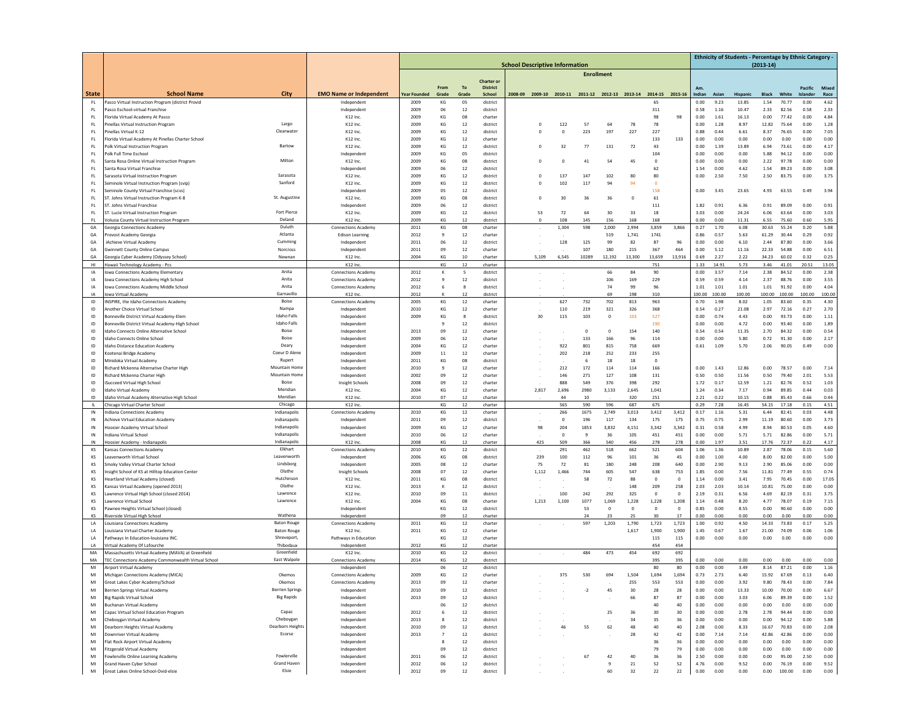| | | | | School Descriptive Information | | | | | | | | | | | | | Ethnicity of Students - Percentage by Ethnic Category - (2013-14) | | | | | | |
|---|---|---|---|---|---|---|---|---|---|---|---|---|---|---|---|---|---|---|---|---|---|---|---|
| | | | | | | | | Enrollment | | | | | | | | | | | | | | | |
| **State** | **School Name** | **City** | **EMO Name or Independent** | **Year Founded** | **From Grade** | **To Grade** | **Charter or District School** | **2008-09** | **2009-10** | **2010-11** | **2011-12** | **2012-13** | **2013-14** | **2014-15** | **2015-16** | **Am. Indian** | **Asian** | **Hispanic** | **Black** | **White** | **Pacific Islander** | **Mixed Race** |
| FL | Pasco Virtual Instruction Program (district Provid | | Independent | 2009 | KG | 05 | district | | | | | | | 65 | | 0.00 | 9.23 | 13.85 | 1.54 | 70.77 | 0.00 | 4.62 |
| FL | Pasco Eschool-virtual Franchise | | Independent | 2009 | 06 | 12 | district | | | | | | | 311 | | 0.58 | 1.16 | 10.47 | 2.33 | 82.56 | 0.58 | 2.33 |
| FL | Florida Virtual Academy At Pasco | | K12 Inc. | 2009 | KG | 08 | charter | | | | | | | 98 | 98 | 0.00 | 1.61 | 16.13 | 0.00 | 77.42 | 0.00 | 4.84 |
| FL | Pinellas Virtual Instruction Program | Largo | K12 Inc. | 2009 | KG | 12 | district | | 0 | 122 | 57 | 64 | 78 | 78 | | 0.00 | 1.28 | 8.97 | 12.82 | 75.64 | 0.00 | 1.28 |
| FL | Pinellas Virtual K-12 | Clearwater | K12 Inc. | 2009 | KG | 12 | district | | 0 | 0 | 223 | 197 | 227 | 227 | | 0.88 | 0.44 | 6.61 | 8.37 | 76.65 | 0.00 | 7.05 |
| FL | Florida Virtual Academy At Pinellas Charter School | | K12 Inc. | 2009 | KG | 12 | charter | | | | | | | 133 | 133 | 0.00 | 0.00 | 0.00 | 0.00 | 0.00 | 0.00 | 0.00 |
| FL | Polk Virtual Instruction Program | Bartow | K12 Inc. | 2009 | KG | 12 | district | | 0 | 32 | 77 | 131 | 72 | 43 | | 0.00 | 1.39 | 13.89 | 6.94 | 73.61 | 0.00 | 4.17 |
| FL | Polk Full Time Eschool | | Independent | 2009 | KG | 05 | district | | | | | | | 104 | | 0.00 | 0.00 | 0.00 | 5.88 | 94.12 | 0.00 | 0.00 |
| FL | Santa Rosa Online Virtual Instruction Program | Milton | K12 Inc. | 2009 | KG | 08 | district | | 0 | 0 | 41 | 54 | 45 | 0 | | 0.00 | 0.00 | 0.00 | 2.22 | 97.78 | 0.00 | 0.00 |
| FL | Santa Rosa Virtual Franchise | | Independent | 2009 | 06 | 12 | district | | | | | | | 62 | | 1.54 | 0.00 | 4.62 | 1.54 | 89.23 | 0.00 | 3.08 |
| FL | Sarasota Virtual Instruction Program | Sarasota | K12 Inc. | 2009 | KG | 12 | district | | 0 | 137 | 147 | 102 | 80 | 80 | | 0.00 | 2.50 | 7.50 | 2.50 | 83.75 | 0.00 | 3.75 |
| FL | Seminole Virtual Instruction Program (svip) | Sanford | K12 Inc. | 2009 | KG | 12 | district | | 0 | 102 | 117 | 94 | 94 | 0 | | | | | | | | |
| FL | Seminole County Virtual Franchise (scvs) | | Independent | 2009 | 05 | 12 | district | | | | | | | 158 | | 0.00 | 3.45 | 23.65 | 4.93 | 63.55 | 0.49 | 3.94 |
| FL | ST. Johns Virtual Instruction Program K-8 | St. Augustine | K12 Inc. | 2009 | KG | 08 | district | | 0 | 30 | 36 | 36 | 0 | 61 | | | | | | | | |
| FL | ST. Johns Virtual Franchise | | Independent | 2009 | 06 | 12 | district | | | | | | | 111 | | 1.82 | 0.91 | 6.36 | 0.91 | 89.09 | 0.00 | 0.91 |
| FL | ST. Lucie Virtual Instruction Program | Fort Pierce | K12 Inc. | 2009 | KG | 12 | district | | 53 | 72 | 64 | 30 | 33 | 18 | | 3.03 | 0.00 | 24.24 | 6.06 | 63.64 | 0.00 | 3.03 |
| FL | Volusia County Virtual Instruction Program | Deland | K12 Inc. | 2009 | KG | 12 | district | | 0 | 108 | 145 | 156 | 168 | 168 | | 0.00 | 0.00 | 11.31 | 6.55 | 75.60 | 0.60 | 5.95 |
| GA | Georgia Connections Academy | Duluth | Connections Academy | 2011 | KG | 08 | charter | | . | 1,304 | 598 | 2,000 | 2,994 | 3,859 | 3,866 | 0.27 | 1.70 | 6.08 | 30.63 | 55.24 | 0.20 | 5.88 |
| GA | Provost Academy Georgia | Atlanta | Edison Learning | 2012 | 9 | 12 | charter | | . | . | | 519 | 1,741 | 1741 | | 0.86 | 0.57 | 5.63 | 61.29 | 30.44 | 0.29 | 0.92 |
| GA | iAchieve Virtual Academy | Cumming | Independent | 2011 | 06 | 12 | charter | | . | 128 | 125 | 99 | 82 | 87 | 96 | 0.00 | 0.00 | 6.10 | 2.44 | 87.80 | 0.00 | 3.66 |
| GA | Gwinnett County Online Campus | Norcross | Independent | 2011 | 09 | 12 | charter | | . | . | 107 | 180 | 215 | 367 | 464 | 0.00 | 5.12 | 11.16 | 22.33 | 54.88 | 0.00 | 6.51 |
| GA | Georgia Cyber Academy (Odyssey School) | Newnan | K12 Inc. | 2004 | KG | 10 | charter | | 5,109 | 6,545 | 10289 | 12,192 | 13,300 | 13,659 | 13,916 | 0.69 | 2.27 | 2.22 | 34.23 | 60.02 | 0.32 | 0.25 |
| HI | Hawaii Technology Academy - Pcs | | K12 Inc. | | KG | 12 | charter | | | | | | | 751 | | 1.33 | 14.91 | 5.73 | 3.46 | 41.01 | 20.51 | 13.05 |
| IA | Iowa Connections Academy Elementary | Anita | Connections Academy | 2012 | K | 5 | district | | . | . | | 66 | 84 | 90 | | 0.00 | 3.57 | 7.14 | 2.38 | 84.52 | 0.00 | 2.38 |
| IA | Iowa Connections Academy High School | Anita | Connections Academy | 2012 | 9 | 12 | district | | . | . | | 106 | 169 | 229 | | 0.59 | 0.59 | 4.14 | 2.37 | 88.76 | 0.00 | 3.55 |
| IA | Iowa Connections Academy Middle School | Anita | Connections Academy | 2012 | 6 | 8 | district | | . | . | | 74 | 99 | 96 | | 1.01 | 1.01 | 1.01 | 1.01 | 91.92 | 0.00 | 4.04 |
| IA | Iowa Virtual Academy | Garnavillo | K12 Inc. | 2012 | K | 12 | district | | . | . | | 69 | 198 | 310 | | 100.00 | 100.00 | 100.00 | 100.00 | 100.00 | 100.00 | 100.00 |
| ID | INSPIRE, the Idaho Connections Academy | Boise | Connections Academy | 2005 | KG | 12 | charter | | . | 627 | 732 | 702 | 813 | 963 | | 0.70 | 1.98 | 8.02 | 1.05 | 83.60 | 0.35 | 4.30 |
| ID | Another Choice Virtual School | Nampa | Independent | 2010 | KG | 12 | charter | | . | 110 | 219 | 321 | 326 | 368 | | 0.54 | 0.27 | 21.08 | 2.97 | 72.16 | 0.27 | 2.70 |
| ID | Bonneville District Virtual Academy-Elem | Idaho Falls | Independent | 2009 | KG | 8 | district | | 30 | 115 | 103 | 0 | 103 | 527 | | 0.00 | 0.74 | 4.43 | 0.00 | 93.73 | 0.00 | 1.11 |
| ID | Bonneville District Virtual Academy-High School | Idaho Falls | Independent | | 9 | 12 | district | | | | | | | 190 | | 0.00 | 0.00 | 4.72 | 0.00 | 93.40 | 0.00 | 1.89 |
| ID | Idaho Connects Online Alternative School | Boise | Independent | 2013 | 09 | 12 | charter | | . | . | 0 | 0 | 154 | 140 | | 0.54 | 0.54 | 11.35 | 2.70 | 84.32 | 0.00 | 0.54 |
| ID | Idaho Connects Online School | Boise | Independent | 2009 | 06 | 12 | charter | | . | . | 133 | 166 | 96 | 114 | | 0.00 | 0.00 | 5.80 | 0.72 | 91.30 | 0.00 | 2.17 |
| ID | Idaho Distance Education Academy | Deary | Independent | 2004 | KG | 12 | charter | | . | 922 | 801 | 815 | 758 | 669 | | 0.61 | 1.09 | 5.70 | 2.06 | 90.05 | 0.49 | 0.00 |
| ID | Kootenai Bridge Academy | Coeur D Alene | Independent | 2009 | 11 | 12 | charter | | . | 202 | 218 | 252 | 233 | 255 | | | | | | | | |
| ID | Minidoka Virtual Academy | Rupert | Independent | 2011 | KG | 08 | district | | . | . | 6 | 18 | 18 | 0 | | | | | | | | |
| ID | Richard Mckenna Alternative Charter High | Mountain Home | Independent | 2010 | 9 | 12 | charter | | . | 212 | 172 | 114 | 114 | 166 | | 0.00 | 1.43 | 12.86 | 0.00 | 78.57 | 0.00 | 7.14 |
| ID | Richard Mckenna Charter High | Mountain Home | Independent | 2002 | 09 | 12 | charter | | . | 146 | 271 | 127 | 108 | 131 | | 0.50 | 0.50 | 11.56 | 0.50 | 79.40 | 2.01 | 5.53 |
| ID | iSucceed Virtual High School | Boise | Insight Schools | 2008 | 09 | 12 | charter | | . | 888 | 549 | 376 | 398 | 292 | | 1.72 | 0.17 | 12.59 | 1.21 | 82.76 | 0.52 | 1.03 |
| ID | Idaho Virtual Academy | Meridian | K12 Inc. | 2004 | KG | 12 | charter | | 2,817 | 2,696 | 2980 | 3,133 | 2,645 | 1,041 | | 1.24 | 0.34 | 7.17 | 0.94 | 89.85 | 0.44 | 0.03 |
| ID | Idaho Virtual Academy Alternative High School | Meridian | K12 Inc. | 2010 | 07 | 12 | charter | | . | 44 | 10 | . | 320 | 251 | | 2.21 | 0.22 | 10.15 | 0.88 | 85.43 | 0.66 | 0.44 |
| IL | Chicago Virtual Charter School | Chicago | K12 Inc. | | KG | 12 | charter | | | 565 | 590 | 596 | 687 | 675 | | 0.29 | 7.28 | 16.45 | 54.15 | 17.18 | 0.15 | 4.51 |
| IN | Indiana Connections Academy | Indianapolis | Connections Academy | 2010 | KG | 12 | charter | | . | 266 | 1675 | 2,749 | 3,013 | 3,412 | 3,412 | 0.17 | 1.16 | 5.31 | 6.44 | 82.41 | 0.03 | 4.48 |
| IN | Achieve Virtual Education Academy | Indianapolis | Independent | 2011 | 09 | 12 | charter | | . | 0 | 196 | 117 | 134 | 175 | 175 | 0.75 | 0.75 | 2.99 | 11.19 | 80.60 | 0.00 | 3.73 |
| IN | Hoosier Academy Virtual School | Indianapolis | Independent | 2009 | KG | 12 | charter | | 98 | 204 | 1853 | 3,832 | 4,151 | 3,342 | 3,342 | 0.31 | 0.58 | 4.99 | 8.94 | 80.53 | 0.05 | 4.60 |
| IN | Indiana Virtual School | Indianapolis | Independent | 2010 | 06 | 12 | charter | | . | 0 | 9 | 36 | 105 | 451 | 451 | 0.00 | 0.00 | 5.71 | 5.71 | 82.86 | 0.00 | 5.71 |
| IN | Hoosier Academy - Indianapolis | Indianapolis | K12 Inc. | 2008 | KG | 12 | charter | | 425 | 509 | 366 | 540 | 456 | 278 | 278 | 0.00 | 1.97 | 3.51 | 17.76 | 72.37 | 0.22 | 4.17 |
| KS | Kansas Connections Academy | Elkhart | Connections Academy | 2010 | KG | 12 | district | | . | 291 | 462 | 518 | 662 | 521 | 604 | 1.06 | 1.36 | 10.89 | 2.87 | 78.06 | 0.15 | 5.60 |
| KS | Leavenworth Virtual School | Leavenworth | Independent | 2006 | KG | 08 | district | | 239 | 100 | 112 | 96 | 101 | 36 | 45 | 0.00 | 1.00 | 4.00 | 8.00 | 82.00 | 0.00 | 5.00 |
| KS | Smoky Valley Virtual Charter School | Lindsborg | Independent | 2005 | 08 | 12 | charter | | 75 | 72 | 81 | 180 | 248 | 208 | 640 | 0.00 | 2.90 | 9.13 | 2.90 | 85.06 | 0.00 | 0.00 |
| KS | Insight School of KS at Hilltop Education Center | Olathe | Insight Schools | 2008 | 07 | 12 | district | | 1,112 | 1,466 | 744 | 605 | 547 | 638 | 753 | 1.85 | 0.00 | 7.56 | 11.81 | 77.49 | 0.55 | 0.74 |
| KS | Heartland Virtual Academy (closed) | Hutchinson | K12 Inc. | 2011 | KG | 08 | district | | . | . | 58 | 72 | 88 | 0 | 0 | 1.14 | 0.00 | 3.41 | 7.95 | 70.45 | 0.00 | 17.05 |
| KS | Kansas Virtual Academy (opened 2013) | Olathe | K12 Inc. | 2013 | K | 12 | district | | . | . | | . | 148 | 209 | 258 | 2.03 | 2.03 | 10.14 | 10.81 | 75.00 | 0.00 | 0.00 |
| KS | Lawrence Virtual High School (closed 2014) | Lawrence | K12 Inc. | 2010 | 09 | 11 | district | | . | 100 | 242 | 292 | 325 | 0 | 0 | 2.19 | 0.31 | 6.56 | 4.69 | 82.19 | 0.31 | 3.75 |
| KS | Lawrence Virtual School | Lawrence | K12 Inc. | 2004 | KG | 08 | district | | 1,213 | 1,100 | 1077 | 1,069 | 1,228 | 1,228 | 1,208 | 1.14 | 0.48 | 8.20 | 4.77 | 78.07 | 0.19 | 7.15 |
| KS | Pawnee Heights Virtual School (closed) | | Independent | | KG | 12 | district | | | | 53 | 0 | 0 | 0 | 0 | 0.85 | 0.00 | 8.55 | 0.00 | 90.60 | 0.00 | 0.00 |
| KS | Riverside Virtual High School | Wathena | Independent | | 09 | 12 | district | | | | 24 | 23 | 25 | 30 | 17 | 0.00 | 0.00 | 0.00 | 0.00 | 0.00 | 0.00 | 0.00 |
| LA | Louisiana Connections Academy | Baton Rouge | Connections Academy | 2011 | KG | 12 | charter | | . | . | 597 | 1,203 | 1,790 | 1,723 | 1,723 | 1.00 | 0.92 | 4.50 | 14.33 | 73.83 | 0.17 | 5.25 |
| LA | Louisiana Virtual Charter Academy | Baton Rouge | K12 Inc. | 2011 | KG | 12 | charter | | | | | | 1,617 | 1,900 | 1,900 | 1.45 | 0.67 | 1.67 | 21.00 | 74.09 | 0.06 | 1.06 |
| LA | Pathways In Education-louisiana INC. | Shreveport, | Pathways in Education | | KG | 12 | charter | | | | | | | 115 | 115 | 0.00 | 0.00 | 0.00 | 0.00 | 0.00 | 0.00 | 0.00 |
| LA | Virtual Academy Of Lafourche | Thibodaux | Independent | 2012 | KG | 12 | charter | | | | | | | 454 | 454 | | | | | | | |
| MA | Massachusetts Virtual Academy (MAVA) at Greenfield | Greenfield | K12 Inc. | 2010 | KG | 12 | district | | . | . | 484 | 473 | 454 | 692 | 692 | | | | | | | |
| MA | TEC Connections Academy Commonwealth Virtual School | East Walpole | Connections Academy | 2014 | KG | 12 | district | | | | | | | 395 | 395 | 0.00 | 0.00 | 0.00 | 0.00 | 0.00 | 0.00 | 0.00 |
| MI | Airport Virtual Academy | | Independent | | 06 | 12 | district | | | | | | | 80 | 80 | 0.00 | 0.00 | 3.49 | 8.14 | 87.21 | 0.00 | 1.16 |
| MI | Michigan Connections Academy (MICA) | Okemos | Connections Academy | 2009 | KG | 12 | charter | | . | 375 | 530 | 694 | 1,504 | 1,694 | 1,694 | 0.73 | 2.73 | 6.40 | 15.92 | 67.69 | 0.13 | 6.40 |
| MI | Great Lakes Cyber Academy/School | Okemos | Connections Academy | 2013 | 09 | 12 | charter | | | | | . | 255 | 553 | 553 | 0.00 | 0.00 | 3.92 | 9.80 | 78.43 | 0.00 | 7.84 |
| MI | Berrien Springs Virtual Academy | Berrien Springs | Independent | 2010 | 09 | 12 | district | | . | . | -2 | 45 | 30 | 28 | 28 | 0.00 | 0.00 | 13.33 | 10.00 | 70.00 | 0.00 | 6.67 |
| MI | Big Rapids Virtual School | Big Rapids | Independent | 2013 | 09 | 12 | district | | . | . | | | 66 | 87 | 87 | 0.00 | 0.00 | 3.03 | 6.06 | 89.39 | 0.00 | 1.52 |
| MI | Buchanan Virtual Academy | | Independent | | 06 | 12 | district | | | | | | | 40 | 40 | 0.00 | 0.00 | 0.00 | 0.00 | 0.00 | 0.00 | 0.00 |
| MI | Capac Virtual School Education Program | Capac | Independent | 2012 | 6 | 12 | district | | . | . | | 25 | 36 | 30 | 30 | 0.00 | 0.00 | 2.78 | 2.78 | 94.44 | 0.00 | 0.00 |
| MI | Cheboygan Virtual Academy | Cheboygan | Independent | 2013 | 8 | 12 | district | | . | . | | . | 34 | 35 | 36 | 0.00 | 0.00 | 0.00 | 0.00 | 94.12 | 0.00 | 5.88 |
| MI | Dearborn Heights Virtual Academy | Dearborn Heights | Independent | 2010 | 09 | 12 | district | | . | 46 | 55 | 62 | 48 | 40 | 40 | 2.08 | 0.00 | 8.33 | 16.67 | 70.83 | 0.00 | 2.08 |
| MI | Downriver Virtual Academy | Ecorse | Independent | 2013 | 7 | 12 | district | | . | . | | | 28 | 42 | 42 | 0.00 | 7.14 | 7.14 | 42.86 | 42.86 | 0.00 | 0.00 |
| MI | Flat Rock Airport Virtual Academy | | Independent | | 8 | 12 | district | | | | | | | 36 | 36 | 0.00 | 0.00 | 0.00 | 0.00 | 0.00 | 0.00 | 0.00 |
| MI | Fitzgerald Virtual Academy | | Independent | | 09 | 12 | district | | | | | | | 79 | 79 | 0.00 | 0.00 | 0.00 | 0.00 | 0.00 | 0.00 | 0.00 |
| MI | Fowlerville Online Learning Academy | Fowlerville | Independent | 2011 | 06 | 12 | district | | . | . | 67 | 42 | 40 | 36 | 36 | 2.50 | 0.00 | 0.00 | 0.00 | 95.00 | 2.50 | 0.00 |
| MI | Grand Haven Cyber School | Grand Haven | Independent | 2012 | 06 | 12 | district | | . | . | | 9 | 21 | 52 | 52 | 4.76 | 0.00 | 9.52 | 0.00 | 76.19 | 0.00 | 9.52 |
| MI | Great Lakes Online School-Ovid-elsie | Elsie | Independent | 2012 | 09 | 12 | district | | . | . | | 60 | 32 | 22 | 22 | 0.00 | 0.00 | 0.00 | 0.00 | 100.00 | 0.00 | 0.00 |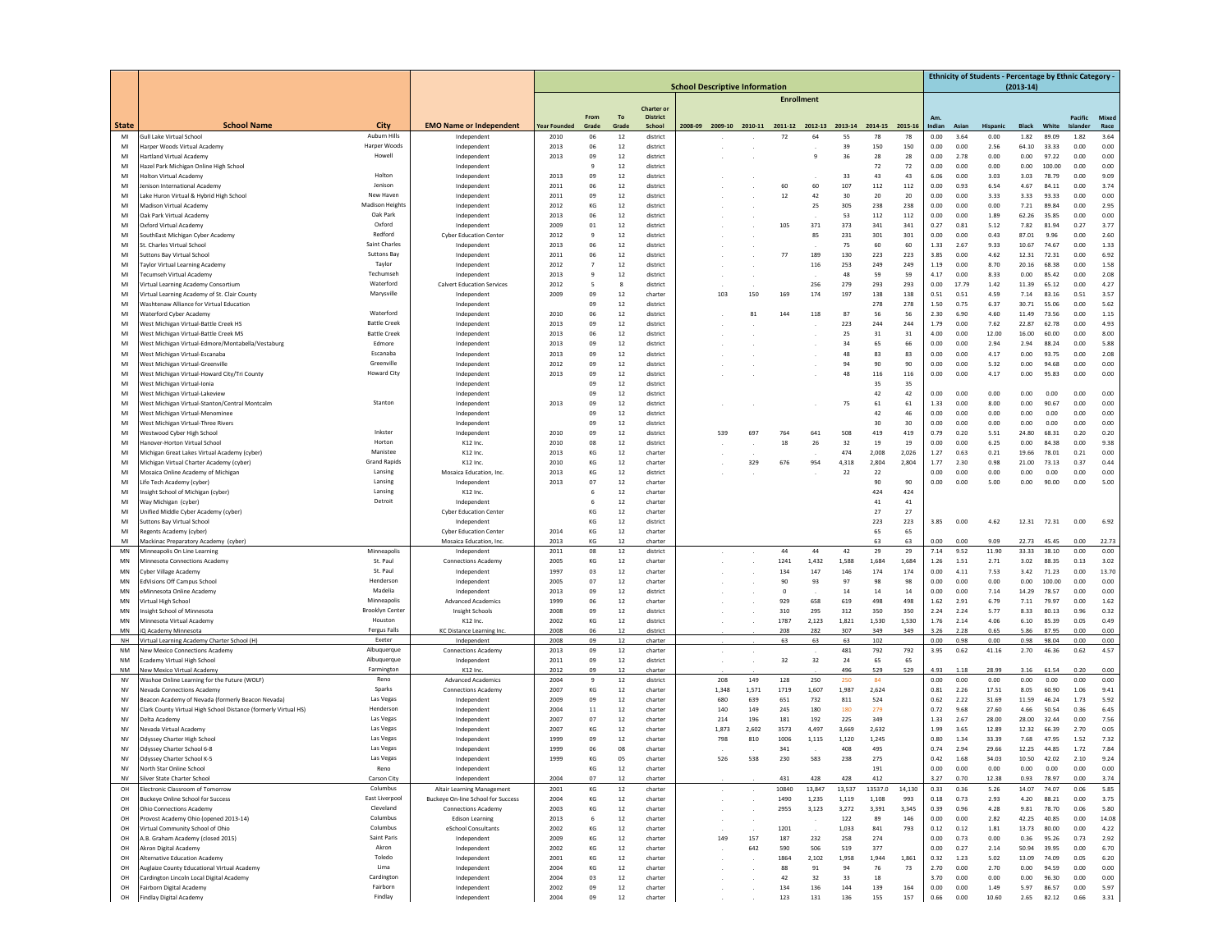| State | School Name | City | EMO Name or Independent | School Descriptive Information | | | | | | | | | | | | | Ethnicity of Students - Percentage by Ethnic Category - (2013-14) | | | | | | |
|---|---|---|---|---|---|---|---|---|---|---|---|---|---|---|---|---|---|---|---|---|---|---|---|
| | | | | | | | | Enrollment | | | | | | | | | | | | | | | |
| | | | | Year Founded | From Grade | To Grade | Charter or District School | 2008-09 | 2009-10 | 2010-11 | 2011-12 | 2012-13 | 2013-14 | 2014-15 | 2015-16 | Am. Indian | Asian | Hispanic | Black | White | Pacific Islander | Mixed Race |
| MI | Gull Lake Virtual School | Auburn Hills | Independent | 2010 | 06 | 12 | district | | . | . | 72 | 64 | 55 | 78 | 78 | 0.00 | 3.64 | 0.00 | 1.82 | 89.09 | 1.82 | 3.64 |
| MI | Harper Woods Virtual Academy | Harper Woods | Independent | 2013 | 06 | 12 | district | | . | . | | . | 39 | 150 | 150 | 0.00 | 0.00 | 2.56 | 64.10 | 33.33 | 0.00 | 0.00 |
| MI | Hartland Virtual Academy | Howell | Independent | 2013 | 09 | 12 | district | | . | . | | 9 | 36 | 28 | 28 | 0.00 | 2.78 | 0.00 | 0.00 | 97.22 | 0.00 | 0.00 |
| MI | Hazel Park Michigan Online High School | | Independent | | 9 | 12 | district | | | | | | | 72 | 72 | 0.00 | 0.00 | 0.00 | 0.00 | 100.00 | 0.00 | 0.00 |
| MI | Holton Virtual Academy | Holton | Independent | 2013 | 09 | 12 | district | | . | . | | . | 33 | 43 | 43 | 6.06 | 0.00 | 3.03 | 3.03 | 78.79 | 0.00 | 9.09 |
| MI | Jenison International Academy | Jenison | Independent | 2011 | 06 | 12 | district | | . | . | 60 | 60 | 107 | 112 | 112 | 0.00 | 0.93 | 6.54 | 4.67 | 84.11 | 0.00 | 3.74 |
| MI | Lake Huron Virtual & Hybrid High School | New Haven | Independent | 2011 | 09 | 12 | district | | . | . | 12 | 42 | 30 | 20 | 20 | 0.00 | 0.00 | 3.33 | 3.33 | 93.33 | 0.00 | 0.00 |
| MI | Madison Virtual Academy | Madison Heights | Independent | 2012 | KG | 12 | district | | . | . | | 25 | 305 | 238 | 238 | 0.00 | 0.00 | 0.00 | 7.21 | 89.84 | 0.00 | 2.95 |
| MI | Oak Park Virtual Academy | Oak Park | Independent | 2013 | 06 | 12 | district | | . | . | | . | 53 | 112 | 112 | 0.00 | 0.00 | 1.89 | 62.26 | 35.85 | 0.00 | 0.00 |
| MI | Oxford Virtual Academy | Oxford | Independent | 2009 | 01 | 12 | district | | . | . | 105 | 371 | 373 | 341 | 341 | 0.27 | 0.81 | 5.12 | 7.82 | 81.94 | 0.27 | 3.77 |
| MI | SouthEast Michigan Cyber Academy | Redford | Cyber Education Center | 2012 | 9 | 12 | district | | . | . | | 85 | 231 | 301 | 301 | 0.00 | 0.00 | 0.43 | 87.01 | 9.96 | 0.00 | 2.60 |
| MI | St. Charles Virtual School | Saint Charles | Independent | 2013 | 06 | 12 | district | | . | . | | . | 75 | 60 | 60 | 1.33 | 2.67 | 9.33 | 10.67 | 74.67 | 0.00 | 1.33 |
| MI | Suttons Bay Virtual School | Suttons Bay | Independent | 2011 | 06 | 12 | district | | . | . | 77 | 189 | 130 | 223 | 223 | 3.85 | 0.00 | 4.62 | 12.31 | 72.31 | 0.00 | 6.92 |
| MI | Taylor Virtual Learning Academy | Taylor | Independent | 2012 | 7 | 12 | district | | . | . | | 116 | 253 | 249 | 249 | 1.19 | 0.00 | 8.70 | 20.16 | 68.38 | 0.00 | 1.58 |
| MI | Tecumseh Virtual Academy | Tecumseh | Independent | 2013 | 9 | 12 | district | | . | . | | . | 48 | 59 | 59 | 4.17 | 0.00 | 8.33 | 0.00 | 85.42 | 0.00 | 2.08 |
| MI | Virtual Learning Academy Consortium | Waterford | Calvert Education Services | 2012 | 5 | 8 | district | | . | . | | 256 | 279 | 293 | 293 | 0.00 | 17.79 | 1.42 | 11.39 | 65.12 | 0.00 | 4.27 |
| MI | Virtual Learning Academy of St. Clair County | Marysville | Independent | 2009 | 09 | 12 | charter | | 103 | 150 | 169 | 174 | 197 | 138 | 138 | 0.51 | 0.51 | 4.59 | 7.14 | 83.16 | 0.51 | 3.57 |
| MI | Washtenaw Alliance for Virtual Education | | Independent | | 09 | 12 | district | | | | | | | 278 | 278 | 1.50 | 0.75 | 6.37 | 30.71 | 55.06 | 0.00 | 5.62 |
| MI | Waterford Cyber Academy | Waterford | Independent | 2010 | 06 | 12 | district | | . | 81 | 144 | 118 | 87 | 56 | 56 | 2.30 | 6.90 | 4.60 | 11.49 | 73.56 | 0.00 | 1.15 |
| MI | West Michigan Virtual-Battle Creek HS | Battle Creek | Independent | 2013 | 09 | 12 | district | | . | . | | . | 223 | 244 | 244 | 1.79 | 0.00 | 7.62 | 22.87 | 62.78 | 0.00 | 4.93 |
| MI | West Michigan Virtual-Battle Creek MS | Battle Creek | Independent | 2013 | 06 | 12 | district | | . | . | | . | 25 | 31 | 31 | 4.00 | 0.00 | 12.00 | 16.00 | 60.00 | 0.00 | 8.00 |
| MI | West Michigan Virtual-Edmore/Montabella/Vestaburg | Edmore | Independent | 2013 | 09 | 12 | district | | . | . | | . | 34 | 65 | 66 | 0.00 | 0.00 | 2.94 | 2.94 | 88.24 | 0.00 | 5.88 |
| MI | West Michigan Virtual-Escanaba | Escanaba | Independent | 2013 | 09 | 12 | district | | . | . | | . | 48 | 83 | 83 | 0.00 | 0.00 | 4.17 | 0.00 | 93.75 | 0.00 | 2.08 |
| MI | West Michigan Virtual-Greenville | Greenville | Independent | 2012 | 09 | 12 | district | | . | . | | . | 94 | 90 | 90 | 0.00 | 0.00 | 5.32 | 0.00 | 94.68 | 0.00 | 0.00 |
| MI | West Michigan Virtual-Howard City/Tri County | Howard City | Independent | 2013 | 09 | 12 | district | | . | . | | . | 48 | 116 | 116 | 0.00 | 0.00 | 4.17 | 0.00 | 95.83 | 0.00 | 0.00 |
| MI | West Michigan Virtual-Ionia | | Independent | | 09 | 12 | district | | | | | | | 35 | 35 | | | | | | | |
| MI | West Michigan Virtual-Lakeview | | Independent | | 09 | 12 | district | | | | | | | 42 | 42 | 0.00 | 0.00 | 0.00 | 0.00 | 0.00 | 0.00 | 0.00 |
| MI | West Michigan Virtual-Stanton/Central Montcalm | Stanton | Independent | 2013 | 09 | 12 | district | | . | . | | . | 75 | 61 | 61 | 1.33 | 0.00 | 8.00 | 0.00 | 90.67 | 0.00 | 0.00 |
| MI | West Michigan Virtual-Menominee | | Independent | | 09 | 12 | district | | | | | | | 42 | 46 | 0.00 | 0.00 | 0.00 | 0.00 | 0.00 | 0.00 | 0.00 |
| MI | West Michigan Virtual-Three Rivers | | Independent | | 09 | 12 | district | | | | | | | 30 | 30 | 0.00 | 0.00 | 0.00 | 0.00 | 0.00 | 0.00 | 0.00 |
| MI | Westwood Cyber High School | Inkster | Independent | 2010 | 09 | 12 | district | | 539 | 697 | 764 | 641 | 508 | 419 | 419 | 0.79 | 0.20 | 5.51 | 24.80 | 68.31 | 0.20 | 0.20 |
| MI | Hanover-Horton Virtual School | Horton | K12 Inc. | 2010 | 08 | 12 | district | | . | . | 18 | 26 | 32 | 19 | 19 | 0.00 | 0.00 | 6.25 | 0.00 | 84.38 | 0.00 | 9.38 |
| MI | Michigan Great Lakes Virtual Academy (cyber) | Manistee | K12 Inc. | 2013 | KG | 12 | charter | | . | . | | . | 474 | 2,008 | 2,026 | 1.27 | 0.63 | 0.21 | 19.66 | 78.01 | 0.21 | 0.00 |
| MI | Michigan Virtual Charter Academy (cyber) | Grand Rapids | K12 Inc. | 2010 | KG | 12 | charter | | . | 329 | 676 | 954 | 4,318 | 2,804 | 2,804 | 1.77 | 2.30 | 0.98 | 21.00 | 73.13 | 0.37 | 0.44 |
| MI | Mosaica Online Academy of Michigan | Lansing | Mosaica Education, Inc. | 2013 | KG | 12 | district | | . | . | | . | 22 | 22 | | 0.00 | 0.00 | 0.00 | 0.00 | 0.00 | 0.00 | 0.00 |
| MI | Life Tech Academy (cyber) | Lansing | Independent | 2013 | 07 | 12 | charter | | | | | | 90 | 90 | 90 | 0.00 | 0.00 | 5.00 | 0.00 | 90.00 | 0.00 | 5.00 |
| MI | Insight School of Michigan (cyber) | Lansing | K12 Inc. | | 6 | 12 | charter | | | | | | | 424 | 424 | | | | | | | |
| MI | Way Michigan (cyber) | Detroit | Independent | | 6 | 12 | charter | | | | | | | 41 | 41 | | | | | | | |
| MI | Unified Middle Cyber Academy (cyber) | | Cyber Education Center | | KG | 12 | charter | | | | | | | 27 | 27 | | | | | | | |
| MI | Suttons Bay Virtual School | | Independent | | KG | 12 | charter | | | | | | | 223 | 223 | 3.85 | 0.00 | 4.62 | 12.31 | 72.31 | 0.00 | 6.92 |
| MI | Regents Academy (cyber) | | Cyber Education Center | 2014 | KG | 12 | charter | | | | | | | 65 | 65 | | | | | | | |
| MI | Mackinac Preparatory Academy (cyber) | | Mosaica Education, Inc. | 2013 | KG | 12 | charter | | | | | | | 63 | 63 | 0.00 | 0.00 | 9.09 | 22.73 | 45.45 | 0.00 | 22.73 |
| MN | Minneapolis On Line Learning | Minneapolis | Independent | 2011 | 08 | 12 | district | | . | . | 44 | 44 | 42 | 29 | 29 | 7.14 | 9.52 | 11.90 | 33.33 | 38.10 | 0.00 | 0.00 |
| MN | Minnesota Connections Academy | St. Paul | Connections Academy | 2005 | KG | 12 | charter | | . | . | 1241 | 1,432 | 1,588 | 1,684 | 1,684 | 1.26 | 1.51 | 2.71 | 3.02 | 88.35 | 0.13 | 3.02 |
| MN | Cyber Village Academy | St. Paul | Independent | 1997 | 03 | 12 | charter | | . | . | 134 | 147 | 146 | 174 | 174 | 0.00 | 4.11 | 7.53 | 3.42 | 71.23 | 0.00 | 13.70 |
| MN | EdVisions Off Campus School | Henderson | Independent | 2005 | 07 | 12 | charter | | . | . | 90 | 93 | 97 | 98 | 98 | 0.00 | 0.00 | 0.00 | 0.00 | 100.00 | 0.00 | 0.00 |
| MN | eMinnesota Online Academy | Madelia | Independent | 2013 | 09 | 12 | district | | . | . | 0 | . | 14 | 14 | 14 | 0.00 | 0.00 | 7.14 | 14.29 | 78.57 | 0.00 | 0.00 |
| MN | Virtual High School | Minneapolis | Advanced Academics | 1999 | 06 | 12 | charter | | . | . | 929 | 658 | 619 | 498 | 498 | 1.62 | 2.91 | 6.79 | 7.11 | 79.97 | 0.00 | 1.62 |
| MN | Insight School of Minnesota | Brooklyn Center | Insight Schools | 2008 | 09 | 12 | district | | . | . | 310 | 295 | 312 | 350 | 350 | 2.24 | 2.24 | 5.77 | 8.33 | 80.13 | 0.96 | 0.32 |
| MN | Minnesota Virtual Academy | Houston | K12 Inc. | 2002 | KG | 12 | charter | | . | . | 1787 | 2,123 | 1,821 | 1,530 | 1,530 | 1.76 | 2.14 | 4.06 | 6.10 | 85.39 | 0.05 | 0.49 |
| MN | IQ Academy Minnesota | Fergus Falls | KC Distance Learning Inc. | 2008 | 06 | 12 | district | | . | . | 208 | 282 | 307 | 349 | 349 | 3.26 | 2.28 | 0.65 | 5.86 | 87.95 | 0.00 | 0.00 |
| NH | Virtual Learning Academy Charter School (H) | Exeter | Independent | 2008 | 09 | 12 | charter | | . | . | 63 | 63 | 63 | 102 | | 0.00 | 0.98 | 0.00 | 0.98 | 98.04 | 0.00 | 0.00 |
| NM | New Mexico Connections Academy | Albuquerque | Connections Academy | 2013 | 09 | 12 | charter | | . | . | | . | 481 | 792 | 792 | 3.95 | 0.62 | 41.16 | 2.70 | 46.36 | 0.62 | 4.57 |
| NM | Ecademy Virtual High School | Albuquerque | Independent | 2011 | 09 | 12 | district | | . | . | 32 | 32 | 24 | 65 | 65 | | | | | | | |
| NM | New Mexico Virtual Academy | Farmington | K12 Inc. | 2012 | 09 | 12 | charter | | . | . | | . | 496 | 529 | 529 | 4.93 | 1.18 | 28.99 | 3.16 | 61.54 | 0.20 | 0.00 |
| NV | Washoe Online Learning for the Future (WOLF) | Reno | Advanced Academics | 2004 | 9 | 12 | district | | 208 | 149 | 128 | 250 | 250 | 84 | | 0.00 | 0.00 | 0.00 | 0.00 | 0.00 | 0.00 | 0.00 |
| NV | Nevada Connections Academy | Sparks | Connections Academy | 2007 | KG | 12 | charter | | 1,348 | 1,571 | 1719 | 1,607 | 1,987 | 2,624 | | 0.81 | 2.26 | 17.51 | 8.05 | 60.90 | 1.06 | 9.41 |
| NV | Beacon Academy of Nevada (formerly Beacon Nevada) | Las Vegas | Independent | 2009 | 09 | 12 | charter | | 680 | 639 | 651 | 732 | 811 | 524 | | 0.62 | 2.22 | 31.69 | 11.59 | 46.24 | 1.73 | 5.92 |
| NV | Clark County Virtual High School Distance (formerly Virtual HS) | Henderson | Independent | 2004 | 11 | 12 | district | | 140 | 149 | 245 | 180 | 180 | 279 | | 0.72 | 9.68 | 27.60 | 4.66 | 50.54 | 0.36 | 6.45 |
| NV | Delta Academy | Las Vegas | Independent | 2007 | 07 | 12 | charter | | 214 | 196 | 181 | 192 | 225 | 349 | | 1.33 | 2.67 | 28.00 | 28.00 | 32.44 | 0.00 | 7.56 |
| NV | Nevada Virtual Academy | Las Vegas | Independent | 2007 | KG | 12 | charter | | 1,873 | 2,602 | 3573 | 4,497 | 3,669 | 2,632 | | 1.99 | 3.65 | 12.89 | 12.32 | 66.39 | 2.70 | 0.05 |
| NV | Odyssey Charter High School | Las Vegas | Independent | 1999 | 09 | 12 | charter | | 798 | 810 | 1006 | 1,115 | 1,120 | 1,245 | | 0.80 | 1.34 | 33.39 | 7.68 | 47.95 | 1.52 | 7.32 |
| NV | Odyssey Charter School 6-8 | Las Vegas | Independent | 1999 | 06 | 08 | charter | | . | . | 341 | . | 408 | 495 | | 0.74 | 2.94 | 29.66 | 12.25 | 44.85 | 1.72 | 7.84 |
| NV | Odyssey Charter School K-5 | Las Vegas | Independent | 1999 | KG | 05 | charter | | 526 | 538 | 230 | 583 | 238 | 275 | | 0.42 | 1.68 | 34.03 | 10.50 | 42.02 | 2.10 | 9.24 |
| NV | North Star Online School | Reno | Independent | | KG | 12 | charter | | | | | | | 191 | | 0.00 | 0.00 | 0.00 | 0.00 | 0.00 | 0.00 | 0.00 |
| NV | Silver State Charter School | Carson City | Independent | 2004 | 07 | 12 | charter | | . | . | 431 | 428 | 428 | 412 | | 3.27 | 0.70 | 12.38 | 0.93 | 78.97 | 0.00 | 3.74 |
| OH | Electronic Classroom of Tomorrow | Columbus | Altair Learning Management | 2001 | KG | 12 | charter | | . | . | 10840 | 13,847 | 13,537 | 13537.0 | 14,130 | 0.33 | 0.36 | 5.26 | 14.07 | 74.07 | 0.06 | 5.85 |
| OH | Buckeye Online School for Success | East Liverpool | Buckeye On-line School for Success | 2004 | KG | 12 | charter | | . | . | 1490 | 1,235 | 1,119 | 1,108 | 993 | 0.18 | 0.73 | 2.93 | 4.20 | 88.21 | 0.00 | 3.75 |
| OH | Ohio Connections Academy | Cleveland | Connections Academy | 2003 | KG | 12 | charter | | . | . | 2955 | 3,123 | 3,272 | 3,391 | 3,345 | 0.39 | 0.96 | 4.28 | 9.81 | 78.70 | 0.06 | 5.80 |
| OH | Provost Academy Ohio (opened 2013-14) | Columbus | Edison Learning | 2013 | 6 | 12 | charter | | . | . | | . | 122 | 89 | 146 | 0.00 | 0.00 | 2.82 | 42.25 | 40.85 | 0.00 | 14.08 |
| OH | Virtual Community School of Ohio | Columbus | eSchool Consultants | 2002 | KG | 12 | charter | | . | . | 1201 | . | 1,033 | 841 | 793 | 0.12 | 0.12 | 1.81 | 13.73 | 80.00 | 0.00 | 4.22 |
| OH | A.B. Graham Academy (closed 2015) | Saint Paris | Independent | 2009 | KG | 12 | charter | | 149 | 157 | 187 | 232 | 258 | 274 | | 0.00 | 0.73 | 0.00 | 0.36 | 95.26 | 0.73 | 2.92 |
| OH | Akron Digital Academy | Akron | Independent | 2002 | KG | 12 | charter | | . | 642 | 590 | 506 | 519 | 377 | | 0.00 | 0.27 | 2.14 | 50.94 | 39.95 | 0.00 | 6.70 |
| OH | Alternative Education Academy | Toledo | Independent | 2001 | KG | 12 | charter | | . | . | 1864 | 2,102 | 1,958 | 1,944 | 1,861 | 0.32 | 1.23 | 5.02 | 13.09 | 74.09 | 0.05 | 6.20 |
| OH | Auglaize County Educational Virtual Academy | Lima | Independent | 2004 | KG | 12 | charter | | . | . | 88 | 91 | 94 | 76 | 73 | 2.70 | 0.00 | 2.70 | 0.00 | 94.59 | 0.00 | 0.00 |
| OH | Cardington Lincoln Local Digital Academy | Cardington | Independent | 2004 | 03 | 12 | charter | | . | . | 42 | 32 | 33 | 18 | | 3.70 | 0.00 | 0.00 | 0.00 | 96.30 | 0.00 | 0.00 |
| OH | Fairborn Digital Academy | Fairborn | Independent | 2002 | 09 | 12 | charter | | . | . | 134 | 136 | 144 | 139 | 164 | 0.00 | 0.00 | 1.49 | 5.97 | 86.57 | 0.00 | 5.97 |
| OH | Findlay Digital Academy | Findlay | Independent | 2004 | 09 | 12 | charter | | . | . | 123 | 131 | 136 | 155 | 157 | 0.66 | 0.00 | 10.60 | 2.65 | 82.12 | 0.66 | 3.31 |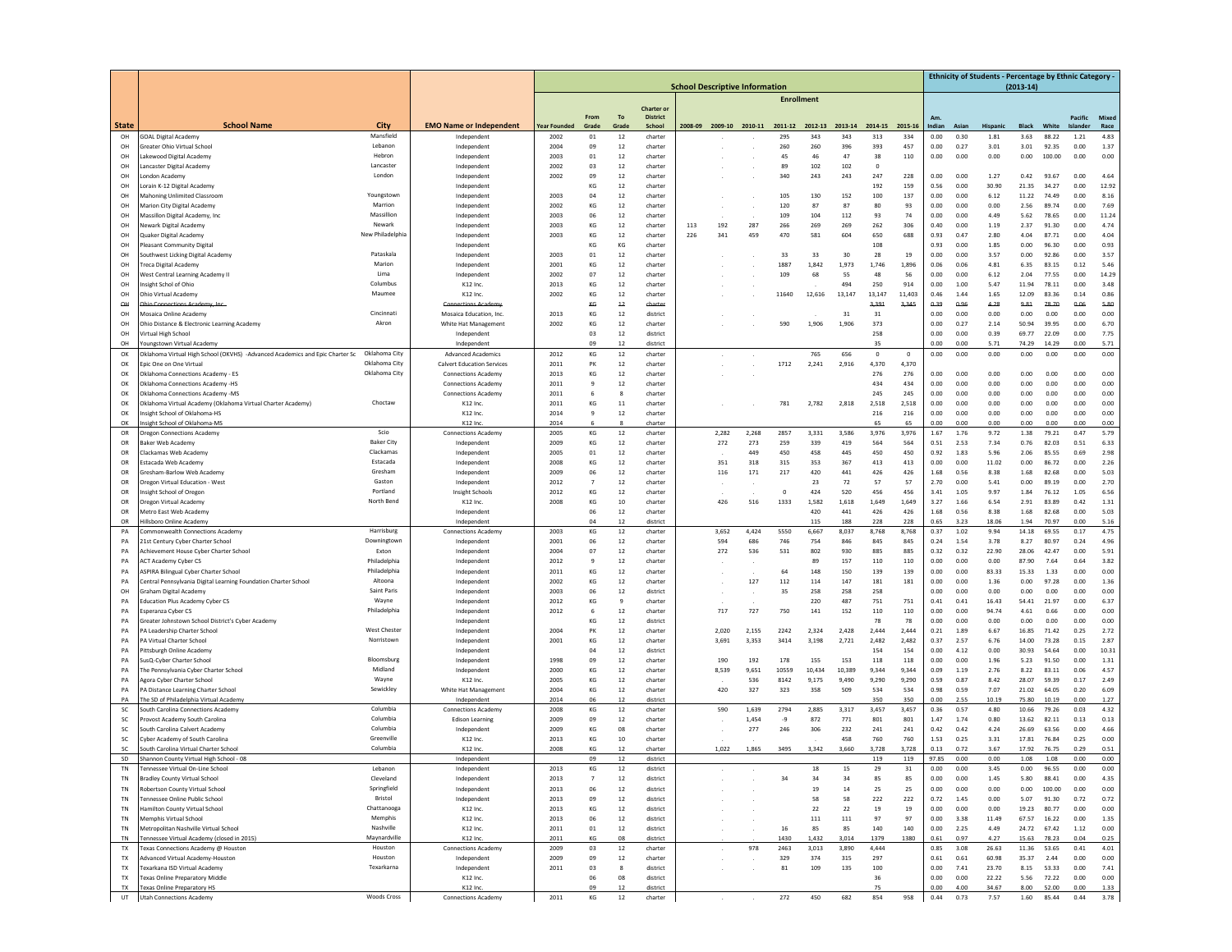| | | | | School Descriptive Information | | | | | | | | | | | | Ethnicity of Students - Percentage by Ethnic Category - (2013-14) | | | | | | |
|---|---|---|---|---|---|---|---|---|---|---|---|---|---|---|---|---|---|---|---|---|---|---|
| | | | | | | | | Enrollment | | | | | | | | | | | | | | |
| State | School Name | City | EMO Name or Independent | Year Founded | From Grade | To Grade | Charter or District School | 2008-09 | 2009-10 | 2010-11 | 2011-12 | 2012-13 | 2013-14 | 2014-15 | 2015-16 | Am. Indian | Asian | Hispanic | Black | White | Pacific Islander | Mixed Race |
| OH | GOAL Digital Academy | Mansfield | Independent | 2002 | 01 | 12 | charter | | . | . | 295 | 343 | 343 | 313 | 334 | 0.00 | 0.30 | 1.81 | 3.63 | 88.22 | 0.00 | 4.83 |
| OH | Greater Ohio Virtual School | Lebanon | Independent | 2004 | 09 | 12 | charter | | . | . | 260 | 260 | 396 | 393 | 457 | 0.00 | 0.27 | 3.01 | 3.01 | 92.35 | 0.00 | 1.37 |
| OH | Lakewood Digital Academy | Hebron | Independent | 2003 | 01 | 12 | charter | | . | . | 45 | 46 | 47 | 38 | 110 | 0.00 | 0.00 | 0.00 | 0.00 | 100.00 | 0.00 | 0.00 |
| OH | Lancaster Digital Academy | Lancaster | Independent | 2002 | 03 | 12 | charter | | . | . | 89 | 102 | 102 | 0 | | | | | | | | |
| OH | London Academy | London | Independent | 2002 | 09 | 12 | charter | | . | . | 340 | 243 | 243 | 247 | 228 | 0.00 | 0.00 | 1.27 | 0.42 | 93.67 | 0.00 | 4.64 |
| OH | Lorain K-12 Digital Academy | | Independent | | KG | 12 | charter | | | | | | | 192 | 159 | 0.56 | 0.00 | 30.90 | 21.35 | 34.27 | 0.00 | 12.92 |
| OH | Mahoning Unlimited Classroom | Youngstown | Independent | 2003 | 04 | 12 | charter | | . | . | 105 | 130 | 152 | 100 | 137 | 0.00 | 0.00 | 6.12 | 11.22 | 74.49 | 0.00 | 8.16 |
| OH | Marion City Digital Academy | Marrion | Independent | 2002 | KG | 12 | charter | | . | . | 120 | 87 | 87 | 80 | 93 | 0.00 | 0.00 | 0.00 | 2.56 | 89.74 | 0.00 | 7.69 |
| OH | Massillon Digital Academy, Inc | Massillon | Independent | 2003 | 06 | 12 | charter | | . | . | 109 | 104 | 112 | 93 | 74 | 0.00 | 0.00 | 4.49 | 5.62 | 78.65 | 0.00 | 11.24 |
| OH | Newark Digital Academy | Newark | Independent | 2003 | KG | 12 | charter | 113 | 192 | 287 | 266 | 269 | 269 | 262 | 306 | 0.40 | 0.00 | 1.19 | 2.37 | 91.30 | 0.00 | 4.74 |
| OH | Quaker Digital Academy | New Philadelphia | Independent | 2003 | KG | 12 | charter | 226 | 341 | 459 | 470 | 581 | 604 | 650 | 688 | 0.93 | 0.47 | 2.80 | 4.04 | 87.71 | 0.00 | 4.04 |
| OH | Pleasant Community Digital | | Independent | | KG | KG | charter | | | | | | | 108 | | 0.93 | 0.00 | 1.85 | 0.00 | 96.30 | 0.00 | 0.93 |
| OH | Southwest Licking Digital Academy | Pataskala | Independent | 2003 | 01 | 12 | charter | | . | . | 33 | 33 | 30 | 28 | 19 | 0.00 | 0.00 | 3.57 | 0.00 | 92.86 | 0.00 | 3.57 |
| OH | Treca Digital Academy | Marion | Independent | 2001 | KG | 12 | charter | | . | . | 1887 | 1,842 | 1,973 | 1,746 | 1,896 | 0.06 | 0.06 | 4.81 | 6.35 | 83.15 | 0.12 | 5.46 |
| OH | West Central Learning Academy II | Lima | Independent | 2002 | 07 | 12 | charter | | . | . | 109 | 68 | 55 | 48 | 56 | 0.00 | 0.00 | 6.12 | 2.04 | 77.55 | 0.00 | 14.29 |
| OH | Insight Schol of Ohio | Columbus | K12 Inc. | 2013 | KG | 12 | charter | | | | | . | 494 | 250 | 914 | 0.00 | 1.00 | 5.47 | 11.94 | 78.11 | 0.00 | 3.48 |
| OH | Ohio Virtual Academy | Maumee | K12 Inc. | 2002 | KG | 12 | charter | | . | . | 11640 | 12,616 | 13,147 | 13,147 | 11,403 | 0.46 | 1.44 | 1.65 | 12.09 | 83.36 | 0.14 | 0.86 |
| ~~OH~~ | ~~Ohio Connections Academy, Inc.~~ | | ~~Connections Academy~~ | | ~~KG~~ | ~~12~~ | ~~charter~~ | | | | | | | ~~3,391~~ | ~~3,345~~ | ~~0.39~~ | ~~0.96~~ | ~~4.28~~ | ~~9.81~~ | ~~78.70~~ | ~~0.06~~ | ~~5.80~~ |
| OH | Mosaica Online Academy | Cincinnati | Mosaica Education, Inc. | 2013 | KG | 12 | district | | . | . | | . | 31 | 31 | | 0.00 | 0.00 | 0.00 | 0.00 | 0.00 | 0.00 | 0.00 |
| OH | Ohio Distance & Electronic Learning Academy | Akron | White Hat Management | 2002 | KG | 12 | charter | | . | . | 590 | 1,906 | 1,906 | 373 | | 0.00 | 0.27 | 2.14 | 50.94 | 39.95 | 0.00 | 6.70 |
| OH | Virtual High School | | Independent | | 03 | 12 | district | | | | | | | 258 | | 0.00 | 0.00 | 0.39 | 69.77 | 22.09 | 0.00 | 7.75 |
| OH | Youngstown Virtual Academy | | Independent | | 09 | 12 | district | | | | | | | 35 | | 0.00 | 0.00 | 5.71 | 74.29 | 14.29 | 0.00 | 5.71 |
| OK | Oklahoma Virtual High School (OKVHS) -Advanced Academics and Epic Charter Sc | Oklahoma City | Advanced Academics | 2012 | KG | 12 | charter | | . | . | | 765 | 656 | 0 | 0 | 0.00 | 0.00 | 0.00 | 0.00 | 0.00 | 0.00 | 0.00 |
| OK | Epic One on One Virtual | Oklahoma City | Calvert Education Services | 2011 | PK | 12 | charter | | . | . | 1712 | 2,241 | 2,916 | 4,370 | 4,370 | | | | | | | |
| OK | Oklahoma Connections Academy - ES | Oklahoma City | Connections Academy | 2013 | KG | 12 | charter | | . | . | | | | 276 | 276 | 0.00 | 0.00 | 0.00 | 0.00 | 0.00 | 0.00 | 0.00 |
| OK | Oklahoma Connections Academy -HS | | Connections Academy | 2011 | 9 | 12 | charter | | | | | | | 434 | 434 | 0.00 | 0.00 | 0.00 | 0.00 | 0.00 | 0.00 | 0.00 |
| OK | Oklahoma Connections Academy -MS | | Connections Academy | 2011 | 6 | 8 | charter | | | | | | | 245 | 245 | 0.00 | 0.00 | 0.00 | 0.00 | 0.00 | 0.00 | 0.00 |
| OK | Oklahoma Virtual Academy (Oklahoma Virtual Charter Academy) | Choctaw | K12 Inc. | 2011 | KG | 11 | charter | | . | . | 781 | 2,782 | 2,818 | 2,518 | 2,518 | 0.00 | 0.00 | 0.00 | 0.00 | 0.00 | 0.00 | 0.00 |
| OK | Insight School of Oklahoma-HS | | K12 Inc. | 2014 | 9 | 12 | charter | | | | | | | 216 | 216 | 0.00 | 0.00 | 0.00 | 0.00 | 0.00 | 0.00 | 0.00 |
| OK | Insight School of Oklahoma-MS | | K12 Inc. | 2014 | 6 | 8 | charter | | | | | | | 65 | 65 | 0.00 | 0.00 | 0.00 | 0.00 | 0.00 | 0.00 | 0.00 |
| OR | Oregon Connections Academy | Scio | Connections Academy | 2005 | KG | 12 | charter | | 2,282 | 2,268 | 2857 | 3,331 | 3,586 | 3,976 | 3,976 | 1.67 | 1.76 | 9.72 | 1.38 | 79.21 | 0.47 | 5.79 |
| OR | Baker Web Academy | Baker City | Independent | 2009 | KG | 12 | charter | | 272 | 273 | 259 | 339 | 419 | 564 | 564 | 0.51 | 2.53 | 7.34 | 0.76 | 82.03 | 0.51 | 6.33 |
| OR | Clackamas Web Academy | Clackamas | Independent | 2005 | 01 | 12 | charter | | . | 449 | 450 | 458 | 445 | 450 | 450 | 0.92 | 1.83 | 5.96 | 2.06 | 85.55 | 0.69 | 2.98 |
| OR | Estacada Web Academy | Estacada | Independent | 2008 | KG | 12 | charter | | 351 | 318 | 315 | 353 | 367 | 413 | 413 | 0.00 | 0.00 | 11.02 | 0.00 | 86.72 | 0.00 | 2.26 |
| OR | Gresham-Barlow Web Academy | Gresham | Independent | 2009 | 06 | 12 | charter | | 116 | 171 | 217 | 420 | 441 | 426 | 426 | 1.68 | 0.56 | 8.38 | 1.68 | 82.68 | 0.00 | 5.03 |
| OR | Oregon Virtual Education - West | Gaston | Independent | 2012 | 7 | 12 | charter | | . | . | | 23 | 72 | 57 | 57 | 2.70 | 0.00 | 5.41 | 0.00 | 89.19 | 0.00 | 2.70 |
| OR | Insight School of Oregon | Portland | Insight Schools | 2012 | KG | 12 | charter | | . | . | 0 | 424 | 520 | 456 | 456 | 3.41 | 1.05 | 9.97 | 1.84 | 76.12 | 1.05 | 6.56 |
| OR | Oregon Virtual Academy | North Bend | K12 Inc. | 2008 | KG | 10 | charter | | 426 | 516 | 1333 | 1,582 | 1,618 | 1,649 | 1,649 | 3.27 | 1.66 | 6.54 | 2.91 | 83.89 | 0.42 | 1.31 |
| OR | Metro East Web Academy | | Independent | | 06 | 12 | charter | | | | | 420 | 441 | 426 | 426 | 1.68 | 0.56 | 8.38 | 1.68 | 82.68 | 0.00 | 5.03 |
| OR | Hillsboro Online Academy | | Independent | | 04 | 12 | district | | | | | 115 | 188 | 228 | 228 | 0.65 | 3.23 | 18.06 | 1.94 | 70.97 | 0.00 | 5.16 |
| PA | Commonwealth Connections Academy | Harrisburg | Connections Academy | 2003 | KG | 12 | charter | | 3,652 | 4,424 | 5550 | 6,667 | 8,037 | 8,768 | 8,768 | 0.37 | 1.02 | 9.94 | 14.18 | 69.55 | 0.17 | 4.75 |
| PA | 21st Century Cyber Charter School | Downingtown | Independent | 2001 | 06 | 12 | charter | | 594 | 686 | 746 | 754 | 846 | 845 | 845 | 0.24 | 1.54 | 3.78 | 8.27 | 80.97 | 0.24 | 4.96 |
| PA | Achievement House Cyber Charter School | Exton | Independent | 2004 | 07 | 12 | charter | | 272 | 536 | 531 | 802 | 930 | 885 | 885 | 0.32 | 0.32 | 22.90 | 28.06 | 42.47 | 0.00 | 5.91 |
| PA | ACT Academy Cyber CS | Philadelphia | Independent | 2012 | 9 | 12 | charter | | . | . | | 89 | 157 | 110 | 110 | 0.00 | 0.00 | 0.00 | 87.90 | 7.64 | 0.64 | 3.82 |
| PA | ASPIRA Bilingual Cyber Charter School | Philadelphia | Independent | 2011 | KG | 12 | charter | | . | . | 64 | 148 | 150 | 139 | 139 | 0.00 | 0.00 | 83.33 | 15.33 | 1.33 | 0.00 | 0.00 |
| PA | Central Pennsylvania Digital Learning Foundation Charter School | Altoona | Independent | 2002 | KG | 12 | charter | | . | 127 | 112 | 114 | 147 | 181 | 181 | 0.00 | 0.00 | 1.36 | 0.00 | 97.28 | 0.00 | 1.36 |
| OH | Graham Digital Academy | Saint Paris | Independent | 2003 | 06 | 12 | district | | . | . | 35 | 258 | 258 | 258 | | 0.00 | 0.00 | 0.00 | 0.00 | 0.00 | 0.00 | 0.00 |
| PA | Education Plus Academy Cyber CS | Wayne | Independent | 2012 | KG | 9 | charter | | . | . | | 220 | 487 | 751 | 751 | 0.41 | 0.41 | 16.43 | 54.41 | 21.97 | 0.00 | 6.37 |
| PA | Esperanza Cyber CS | Philadelphia | Independent | 2012 | 6 | 12 | charter | | 717 | 727 | 750 | 141 | 152 | 110 | 110 | 0.00 | 0.00 | 94.74 | 4.61 | 0.66 | 0.00 | 0.00 |
| PA | Greater Johnstown School District's Cyber Academy | | Independent | | KG | 12 | district | | | | | | | 78 | 78 | 0.00 | 0.00 | 0.00 | 0.00 | 0.00 | 0.00 | 0.00 |
| PA | PA Leadership Charter School | West Chester | Independent | 2004 | PK | 12 | charter | | 2,020 | 2,155 | 2242 | 2,324 | 2,428 | 2,444 | 2,444 | 0.21 | 1.89 | 6.67 | 16.85 | 71.42 | 0.25 | 2.72 |
| PA | PA Virtual Charter School | Norristown | Independent | 2001 | KG | 12 | charter | | 3,691 | 3,353 | 3414 | 3,198 | 2,721 | 2,482 | 2,482 | 0.37 | 2.57 | 6.76 | 14.00 | 73.28 | 0.15 | 2.87 |
| PA | Pittsburgh Online Academy | | Independent | | 04 | 12 | district | | | | | | | 154 | 154 | 0.00 | 4.12 | 0.00 | 30.93 | 54.64 | 0.00 | 10.31 |
| PA | SusQ-Cyber Charter School | Bloomsburg | Independent | 1998 | 09 | 12 | charter | | 190 | 192 | 178 | 155 | 153 | 118 | 118 | 0.00 | 0.00 | 1.96 | 5.23 | 91.50 | 0.00 | 1.31 |
| PA | The Pennsylvania Cyber Charter School | Midland | Independent | 2000 | KG | 12 | charter | | 8,539 | 9,651 | 10559 | 10,434 | 10,389 | 9,344 | 9,344 | 0.09 | 1.19 | 2.76 | 8.22 | 83.11 | 0.06 | 4.57 |
| PA | Agora Cyber Charter School | Wayne | K12 Inc. | 2005 | KG | 12 | charter | | . | 536 | 8142 | 9,175 | 9,490 | 9,290 | 9,290 | 0.59 | 0.87 | 8.42 | 28.07 | 59.39 | 0.17 | 2.49 |
| PA | PA Distance Learning Charter School | Sewickley | White Hat Management | 2004 | KG | 12 | charter | | 420 | 327 | 323 | 358 | 509 | 534 | 534 | 0.98 | 0.59 | 7.07 | 21.02 | 64.05 | 0.20 | 6.09 |
| PA | The SD of Philadelphia Virtual Academy | | Independent | 2014 | 06 | 12 | district | | | | | | | 350 | 350 | 0.00 | 2.55 | 10.19 | 75.80 | 10.19 | 0.00 | 1.27 |
| SC | South Carolina Connections Academy | Columbia | Connections Academy | 2008 | KG | 12 | charter | | 590 | 1,639 | 2794 | 2,885 | 3,317 | 3,457 | 3,457 | 0.36 | 0.57 | 4.80 | 10.66 | 79.26 | 0.03 | 4.32 |
| SC | Provost Academy South Carolina | Columbia | Edison Learning | 2009 | 09 | 12 | charter | | . | 1,454 | -9 | 872 | 771 | 801 | 801 | 1.47 | 1.74 | 0.80 | 13.62 | 82.11 | 0.13 | 0.13 |
| SC | South Carolina Calvert Academy | Columbia | Independent | 2009 | KG | 08 | charter | | . | 277 | 246 | 306 | 232 | 241 | 241 | 0.42 | 0.42 | 4.24 | 26.69 | 63.56 | 0.00 | 4.66 |
| SC | Cyber Academy of South Carolina | Greenville | K12 Inc. | 2013 | KG | 10 | charter | | . | . | | . | 458 | 760 | 760 | 1.53 | 0.25 | 3.31 | 17.81 | 76.84 | 0.25 | 0.00 |
| SC | South Carolina Virtual Charter School | Columbia | K12 Inc. | 2008 | KG | 12 | charter | | 1,022 | 1,865 | 3495 | 3,342 | 3,660 | 3,728 | 3,728 | 0.13 | 0.72 | 3.67 | 17.92 | 76.75 | 0.29 | 0.51 |
| SD | Shannon County Virtual High School - 08 | | Independent | | 09 | 12 | district | | | | | | | 119 | 119 | 97.85 | 0.00 | 0.00 | 1.08 | 1.08 | 0.00 | 0.00 |
| TN | Tennessee Virtual On-Line School | Lebanon | Independent | 2013 | KG | 12 | district | | . | . | | 18 | 15 | 29 | 31 | 0.00 | 0.00 | 3.45 | 0.00 | 96.55 | 0.00 | 0.00 |
| TN | Bradley County Virtual School | Cleveland | Independent | 2013 | 7 | 12 | district | | . | . | 34 | 34 | 34 | 85 | 85 | 0.00 | 0.00 | 1.45 | 5.80 | 88.41 | 0.00 | 4.35 |
| TN | Robertson County Virtual School | Springfield | Independent | 2013 | 06 | 12 | district | | . | . | | 19 | 14 | 25 | 25 | 0.00 | 0.00 | 0.00 | 0.00 | 100.00 | 0.00 | 0.00 |
| TN | Tennessee Online Public School | Bristol | Independent | 2013 | 09 | 12 | district | | . | . | | 58 | 58 | 222 | 222 | 0.72 | 1.45 | 0.00 | 5.07 | 91.30 | 0.72 | 0.72 |
| TN | Hamilton County Virtual School | Chattanooga | K12 Inc. | 2013 | KG | 12 | district | | . | . | | 22 | 22 | 19 | 19 | 0.00 | 0.00 | 0.00 | 19.23 | 80.77 | 0.00 | 0.00 |
| TN | Memphis Virtual School | Memphis | K12 Inc. | 2013 | 06 | 12 | district | | . | . | | 111 | 111 | 97 | 97 | 0.00 | 3.38 | 11.49 | 67.57 | 16.22 | 0.00 | 1.35 |
| TN | Metropolitan Nashville Virtual School | Nashville | K12 Inc. | 2011 | 01 | 12 | district | | . | . | 16 | 85 | 85 | 140 | 140 | 0.00 | 2.25 | 4.49 | 24.72 | 67.42 | 1.12 | 0.00 |
| TN | Tennessee Virtual Academy (closed in 2015) | Maynardville | K12 Inc. | 2011 | KG | 08 | district | | . | . | 1430 | 1,432 | 3,014 | 1379 | 1380 | 0.61 | 0.97 | 4.27 | 15.63 | 78.23 | 0.04 | 0.25 |
| TX | Texas Connections Academy @ Houston | Houston | Connections Academy | 2003 | 03 | 12 | charter | | . | 978 | 2463 | 3,013 | 3,890 | 4,444 | | 0.85 | 3.08 | 26.63 | 11.36 | 53.65 | 0.41 | 4.01 |
| TX | Advanced Virtual Academy-Houston | Houston | Independent | 2009 | 09 | 12 | charter | | . | . | 329 | 374 | 315 | 297 | | 0.61 | 0.61 | 60.98 | 35.37 | 2.44 | 0.00 | 0.00 |
| TX | Texarkana ISD Virtual Academy | Texarkana | Independent | 2011 | 03 | 8 | district | | . | . | 81 | 109 | 135 | 100 | | 0.00 | 7.41 | 23.70 | 8.15 | 53.33 | 0.00 | 7.41 |
| TX | Texas Online Preparatory Middle | | K12 Inc. | | 06 | 08 | district | | | | | | | 36 | | 0.00 | 0.00 | 22.22 | 5.56 | 72.22 | 0.00 | 0.00 |
| TX | Texas Online Preparatory HS | | K12 Inc. | | 09 | 12 | district | | | | | | | 75 | | 0.00 | 4.00 | 34.67 | 8.00 | 52.00 | 0.00 | 1.33 |
| UT | Utah Connections Academy | Woods Cross | Connections Academy | 2011 | KG | 12 | charter | | . | . | 272 | 450 | 682 | 854 | 958 | 0.44 | 0.73 | 7.57 | 1.60 | 85.44 | 0.44 | 3.78 |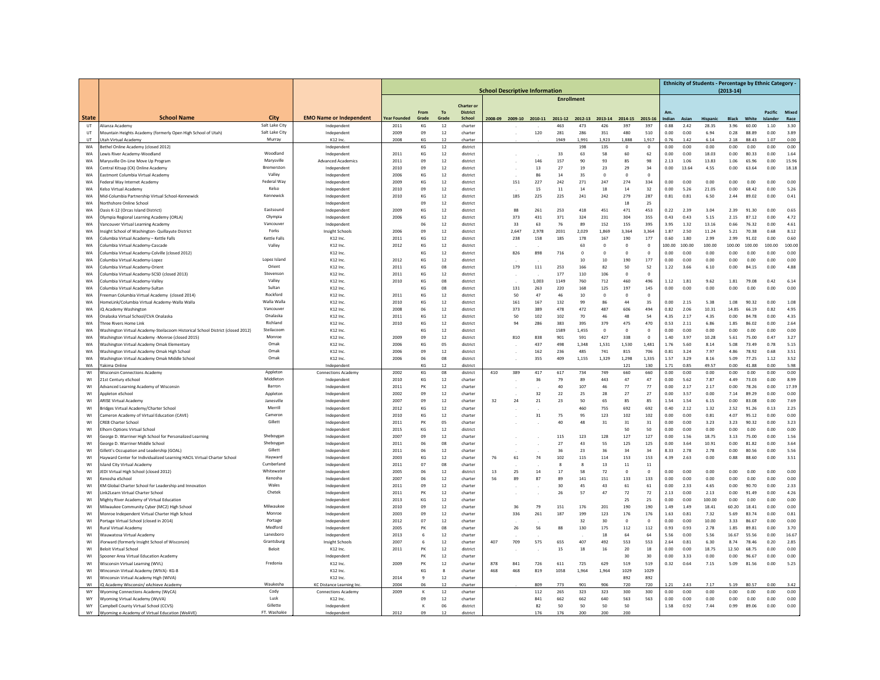| | | | | School Descriptive Information | | | | | | | | | | | | | Ethnicity of Students - Percentage by Ethnic Category - (2013-14) | | | | | | |
|---|---|---|---|---|---|---|---|---|---|---|---|---|---|---|---|---|---|---|---|---|---|---|---|
| | | | | | | | | Enrollment | | | | | | | | | | | | | | | |
| State | School Name | City | EMO Name or Independent | Year Founded | From Grade | To Grade | Charter or District School | 2008-09 | 2009-10 | 2010-11 | 2011-12 | 2012-13 | 2013-14 | 2014-15 | 2015-16 | Am. Indian | Asian | Hispanic | Black | White | Pacific Islander | Mixed Race |
| UT | Alianza Academy | Salt Lake City | Independent | 2011 | KG | 12 | charter | | . | . | 463 | 473 | 426 | 397 | 397 | 0.88 | 2.42 | 28.35 | 3.96 | 60.00 | 1.10 | 3.30 |
| UT | Mountain Heights Academy (formerly Open High School of Utah) | Salt Lake City | Independent | 2009 | 09 | 12 | charter | | . | 120 | 281 | 286 | 351 | 480 | 510 | 0.00 | 0.00 | 6.94 | 0.28 | 88.89 | 0.00 | 3.89 |
| UT | Utah Virtual Academy | Murray | K12 Inc. | 2008 | KG | 12 | charter | | . | . | 1949 | 1,991 | 1,923 | 1,888 | 1,917 | 0.76 | 1.42 | 6.14 | 2.18 | 88.43 | 1.07 | 0.00 |
| WA | Bethel Online Academy (closed 2012) | | Independent | | KG | 12 | district | | | | 198 | 135 | 0 | 0 | 0 | 0.00 | 0.00 | 0.00 | 0.00 | 0.00 | 0.00 | 0.00 |
| WA | Lewis River Academy-Woodland | Woodland | Independent | 2011 | KG | 12 | district | | . | . | 33 | 63 | 58 | 60 | 62 | 0.00 | 0.00 | 18.03 | 0.00 | 80.33 | 0.00 | 1.64 |
| WA | Marysville On-Line Move Up Program | Marysville | Advanced Academics | 2011 | 09 | 12 | district | | . | 146 | 157 | 90 | 93 | 85 | 98 | 2.13 | 1.06 | 13.83 | 1.06 | 65.96 | 0.00 | 15.96 |
| WA | Central Kitsap (CK) Online Academy | Bremerston | Independent | 2010 | 09 | 12 | district | | . | 13 | 27 | 19 | 23 | 29 | 34 | 0.00 | 13.64 | 4.55 | 0.00 | 63.64 | 0.00 | 18.18 |
| WA | Eastmont Columbia Virtual Academy | Valley | Independent | 2006 | KG | 12 | district | | . | 86 | 14 | 35 | 0 | 0 | 0 | | | | | | | |
| WA | Federal Way Internet Academy | Federal Way | Independent | 2009 | KG | 12 | district | | 151 | 227 | 242 | 271 | 247 | 274 | 334 | 0.00 | 0.00 | 0.00 | 0.00 | 0.00 | 0.00 | 0.00 |
| WA | Kelso Virtual Academy | Kelso | Independent | 2010 | 09 | 12 | district | | . | 15 | 11 | 14 | 18 | 14 | 32 | 0.00 | 5.26 | 21.05 | 0.00 | 68.42 | 0.00 | 5.26 |
| WA | Mid-Columbia Partnership Virtual School-Kennewick | Kennewick | Independent | 2010 | KG | 12 | district | | 185 | 225 | 225 | 241 | 242 | 279 | 287 | 0.81 | 0.81 | 6.50 | 2.44 | 89.02 | 0.00 | 0.41 |
| WA | Northshore Online School | | Independent | | 09 | 12 | district | | | | | | | 18 | 25 | | | | | | | |
| WA | Oasis K-12 (Orcas Island District) | Eastsound | Independent | 2009 | KG | 12 | district | | 88 | 261 | 253 | 418 | 451 | 471 | 453 | 0.22 | 2.39 | 3.04 | 2.39 | 91.30 | 0.00 | 0.65 |
| WA | Olympia Regional Learning Academy (ORLA) | Olympia | Independent | 2006 | KG | 12 | district | | 373 | 431 | 371 | 324 | 231 | 304 | 355 | 0.43 | 0.43 | 5.15 | 2.15 | 87.12 | 0.00 | 4.72 |
| WA | Vancouver Virtual Learning Academy | Vancouver | Independent | | 06 | 12 | district | | 33 | 63 | 76 | 89 | 152 | 155 | 395 | 3.95 | 1.32 | 13.16 | 0.66 | 76.32 | 0.00 | 4.61 |
| WA | Insight School of Washington- Quillayute District | Forks | Insight Schools | 2006 | 09 | 12 | district | | 2,647 | 2,978 | 2031 | 2,029 | 1,869 | 3,364 | 3,364 | 1.87 | 2.50 | 11.24 | 5.21 | 70.38 | 0.68 | 8.12 |
| WA | Columbia Virtual Academy – Kettle Falls | Kettle Falls | K12 Inc. | 2011 | KG | 12 | district | | 238 | 158 | 185 | 178 | 167 | 190 | 177 | 0.60 | 1.80 | 2.99 | 2.99 | 91.02 | 0.00 | 0.60 |
| WA | Columbia Virtual Academy-Cascade | Valley | K12 Inc. | 2012 | KG | 12 | district | | . | . | . | 63 | 0 | 0 | 0 | 100.00 | 100.00 | 100.00 | 100.00 | 100.00 | 100.00 | 100.00 |
| WA | Columbia Virtual Academy-Colville (closed 2012) | | K12 Inc. | | KG | 12 | district | | 826 | 898 | 716 | 0 | 0 | 0 | 0 | 0.00 | 0.00 | 0.00 | 0.00 | 0.00 | 0.00 | 0.00 |
| WA | Columbia Virtual Academy-Lopez | Lopez Island | K12 Inc. | 2012 | KG | 12 | district | | . | . | . | 10 | 10 | 190 | 177 | 0.00 | 0.00 | 0.00 | 0.00 | 0.00 | 0.00 | 0.00 |
| WA | Columbia Virtual Academy-Orient | Orient | K12 Inc. | 2011 | KG | 08 | district | | 179 | 111 | 253 | 166 | 82 | 50 | 52 | 1.22 | 3.66 | 6.10 | 0.00 | 84.15 | 0.00 | 4.88 |
| WA | Columbia Virtual Academy-SCSD (closed 2013) | Stevenson | K12 Inc. | 2011 | KG | 12 | district | | . | . | 177 | 110 | 106 | 0 | 0 | | | | | | | |
| WA | Columbia Virtual Academy-Valley | Valley | K12 Inc. | 2010 | KG | 08 | district | | . | 1,003 | 1149 | 760 | 712 | 460 | 496 | 1.12 | 1.81 | 9.62 | 1.81 | 79.08 | 0.42 | 6.14 |
| WA | Columbia Virtual Academy-Sultan | Sultan | K12 Inc. | | KG | 08 | district | | 131 | 263 | 220 | 168 | 125 | 197 | 145 | 0.00 | 0.00 | 0.00 | 0.00 | 0.00 | 0.00 | 0.00 |
| WA | Freeman Columbia Virtual Academy (closed 2014) | Rockford | K12 Inc. | 2011 | KG | 12 | district | | 50 | 47 | 46 | 10 | 0 | 0 | 0 | | | | | | | |
| WA | HomeLink/Columbia Virtual Academy-Walla Walla | Walla Walla | K12 Inc. | 2010 | KG | 12 | district | | 161 | 167 | 132 | 99 | 86 | 44 | 35 | 0.00 | 2.15 | 5.38 | 1.08 | 90.32 | 0.00 | 1.08 |
| WA | iQ Academy Washington | Vancouver | K12 Inc. | 2008 | 06 | 12 | district | | 373 | 389 | 478 | 472 | 487 | 606 | 494 | 0.82 | 2.06 | 10.31 | 14.85 | 66.19 | 0.82 | 4.95 |
| WA | Onalaska Virtual School/CVA Onalaska | Onalaska | K12 Inc. | 2011 | KG | 12 | district | | 50 | 102 | 102 | 70 | 46 | 48 | 54 | 4.35 | 2.17 | 4.35 | 0.00 | 84.78 | 0.00 | 4.35 |
| WA | Three Rivers Home Link | Richland | K12 Inc. | 2010 | KG | 12 | district | | 94 | 286 | 383 | 395 | 379 | 475 | 470 | 0.53 | 2.11 | 6.86 | 1.85 | 86.02 | 0.00 | 2.64 |
| WA | Washington Virtual Academy-Steilacoom Historical School District (closed 2012) | Steilacoom | K12 Inc. | | KG | 12 | district | | | | 1589 | 1,455 | 0 | 0 | 0 | 0.00 | 0.00 | 0.00 | 0.00 | 0.00 | 0.00 | 0.00 |
| WA | Washington Virtual Academy -Monroe (closed 2015) | Monroe | K12 Inc. | 2009 | 09 | 12 | district | | 810 | 838 | 901 | 591 | 427 | 338 | 0 | 1.40 | 3.97 | 10.28 | 5.61 | 75.00 | 0.47 | 3.27 |
| WA | Washington Virtual Academy Omak Elementary | Omak | K12 Inc. | 2006 | KG | 05 | district | | . | 437 | 498 | 1,348 | 1,531 | 1,530 | 1,481 | 1.76 | 5.60 | 8.14 | 5.08 | 73.49 | 0.78 | 5.15 |
| WA | Washington Virtual Academy Omak High School | Omak | K12 Inc. | 2006 | 09 | 12 | district | | . | 162 | 236 | 485 | 741 | 815 | 706 | 0.81 | 3.24 | 7.97 | 4.86 | 78.92 | 0.68 | 3.51 |
| WA | Washington Virtual Academy Omak Middle School | Omak | K12 Inc. | 2006 | 06 | 08 | district | | . | 355 | 409 | 1,155 | 1,329 | 1,298 | 1,335 | 1.57 | 3.29 | 8.16 | 5.09 | 77.25 | 1.12 | 3.52 |
| WA | Yakima Online | | Independent | | KG | 12 | district | | | | | | | 121 | 130 | 1.71 | 0.85 | 49.57 | 0.00 | 41.88 | 0.00 | 5.98 |
| WI | Wisconsin Connections Academy | Appleton | Connections Academy | 2002 | KG | 08 | district | 410 | 389 | 417 | 617 | 734 | 749 | 660 | 660 | 0.00 | 0.00 | 0.00 | 0.00 | 0.00 | 0.00 | 0.00 |
| WI | 21st Century eSchool | Middleton | Independent | 2010 | KG | 12 | charter | | . | 36 | 79 | 89 | 443 | 47 | 47 | 0.00 | 5.62 | 7.87 | 4.49 | 73.03 | 0.00 | 8.99 |
| WI | Advanced Learning Academy of Wisconsin | Barron | Independent | 2011 | PK | 12 | charter | | . | . | 40 | 107 | 46 | 77 | 77 | 0.00 | 2.17 | 2.17 | 0.00 | 78.26 | 0.00 | 17.39 |
| WI | Appleton eSchool | Appleton | Independent | 2002 | 09 | 12 | charter | | . | 32 | 22 | 25 | 28 | 27 | 27 | 0.00 | 3.57 | 0.00 | 7.14 | 89.29 | 0.00 | 0.00 |
| WI | ARISE Virtual Academy | Janesville | Independent | 2007 | 09 | 12 | charter | 32 | 24 | 21 | 23 | 50 | 65 | 85 | 85 | 1.54 | 1.54 | 6.15 | 0.00 | 83.08 | 0.00 | 7.69 |
| WI | Bridges Virtual Academy/Charter School | Merrill | Independent | 2012 | KG | 12 | charter | | . | . | . | 460 | 755 | 692 | 692 | 0.40 | 2.12 | 1.32 | 2.52 | 91.26 | 0.13 | 2.25 |
| WI | Cameron Academy of Virtual Education (CAVE) | Cameron | Independent | 2010 | KG | 12 | charter | | . | 31 | 75 | 95 | 123 | 102 | 102 | 0.00 | 0.00 | 0.81 | 4.07 | 95.12 | 0.00 | 0.00 |
| WI | CRE8 Charter School | Gillett | Independent | 2011 | PK | 05 | charter | | . | . | 40 | 48 | 31 | 31 | 31 | 0.00 | 0.00 | 3.23 | 3.23 | 90.32 | 0.00 | 3.23 |
| WI | Elhorn Options Virtual School | | Independent | 2015 | KG | 12 | district | | | | | | | 50 | 50 | 0.00 | 0.00 | 0.00 | 0.00 | 0.00 | 0.00 | 0.00 |
| WI | George D. Warriner High School for Personalized Learning | Sheboygan | Independent | 2007 | 09 | 12 | charter | | . | . | 115 | 123 | 128 | 127 | 127 | 0.00 | 1.56 | 18.75 | 3.13 | 75.00 | 0.00 | 1.56 |
| WI | George D. Warriner Middle School | Sheboygan | Independent | 2011 | 06 | 08 | charter | | . | . | 27 | 43 | 55 | 125 | 125 | 0.00 | 3.64 | 10.91 | 0.00 | 81.82 | 0.00 | 3.64 |
| WI | Gillett's Occupation and Leadership (GOAL) | Gillett | Independent | 2011 | 06 | 12 | charter | | . | . | 36 | 23 | 36 | 34 | 34 | 8.33 | 2.78 | 2.78 | 0.00 | 80.56 | 0.00 | 5.56 |
| WI | Hayward Center for Individualized Learning HACIL Virtual Charter School | Hayward | Independent | 2003 | KG | 12 | charter | 76 | 61 | 74 | 102 | 115 | 114 | 153 | 153 | 4.39 | 2.63 | 0.00 | 0.88 | 88.60 | 0.00 | 3.51 |
| WI | Island City Virtual Academy | Cumberland | Independent | 2011 | 07 | 08 | charter | | . | . | 8 | 8 | 13 | 11 | 11 | | | | | | | |
| WI | JEDI Virtual High School (closed 2012) | Whitewater | Independent | 2005 | 06 | 12 | district | 13 | 25 | 14 | 17 | 58 | 72 | 0 | 0 | 0.00 | 0.00 | 0.00 | 0.00 | 0.00 | 0.00 | 0.00 |
| WI | Kenosha eSchool | Kenosha | Independent | 2007 | 06 | 12 | charter | 56 | 89 | 87 | 89 | 141 | 151 | 133 | 133 | 0.00 | 0.00 | 0.00 | 0.00 | 0.00 | 0.00 | 0.00 |
| WI | KM Global Charter School for Leadership and Innovation | Wales | Independent | 2011 | 09 | 12 | charter | | . | . | 30 | 45 | 43 | 61 | 61 | 0.00 | 2.33 | 4.65 | 0.00 | 90.70 | 0.00 | 2.33 |
| WI | Link2Learn Virtual Charter School | Chetek | Independent | 2011 | PK | 12 | charter | | . | . | 26 | 57 | 47 | 72 | 72 | 2.13 | 0.00 | 2.13 | 0.00 | 91.49 | 0.00 | 4.26 |
| WI | Mighty River Academy of Virtual Education | | Independent | 2013 | KG | 12 | charter | | | | | | | 25 | 25 | 0.00 | 0.00 | 100.00 | 0.00 | 0.00 | 0.00 | 0.00 |
| WI | Milwaukee Community Cyber (MC2) High School | Milwaukee | Independent | 2010 | 09 | 12 | charter | | 36 | 79 | 151 | 176 | 201 | 190 | 190 | 1.49 | 1.49 | 18.41 | 60.20 | 18.41 | 0.00 | 0.00 |
| WI | Monroe Independent Virtual Charter High School | Monroe | Independent | 2003 | 09 | 12 | charter | | 336 | 261 | 187 | 199 | 123 | 176 | 176 | 1.63 | 0.81 | 7.32 | 5.69 | 83.74 | 0.00 | 0.81 |
| WI | Portage Virtual School (closed in 2014) | Portage | Independent | 2012 | 07 | 12 | charter | | . | . | . | 32 | 30 | 0 | 0 | 0.00 | 0.00 | 10.00 | 3.33 | 86.67 | 0.00 | 0.00 |
| WI | Rural Virtual Academy | Medford | Independent | 2005 | PK | 08 | charter | | 26 | 56 | 88 | 130 | 175 | 112 | 112 | 0.93 | 0.93 | 2.78 | 1.85 | 89.81 | 0.00 | 3.70 |
| WI | Wauwatosa Virtual Academy | Lanesboro | Independent | 2013 | 6 | 12 | charter | | . | . | . | . | 18 | 64 | 64 | 5.56 | 0.00 | 5.56 | 16.67 | 55.56 | 0.00 | 16.67 |
| WI | iForward (formerly Insight School of Wisconsin) | Grantsburg | Insight Schools | 2007 | 6 | 12 | charter | 407 | 709 | 575 | 655 | 407 | 492 | 553 | 553 | 2.64 | 0.81 | 6.30 | 8.74 | 78.46 | 0.20 | 2.85 |
| WI | Beloit Virtual School | Beloit | K12 Inc. | 2011 | PK | 12 | district | | . | . | 15 | 18 | 16 | 20 | 18 | 0.00 | 0.00 | 18.75 | 12.50 | 68.75 | 0.00 | 0.00 |
| WI | Spooner Area Virtual Education Academy | | Independent | | PK | 12 | charter | | | | | | | 30 | 30 | 0.00 | 3.33 | 0.00 | 0.00 | 96.67 | 0.00 | 0.00 |
| WI | Wisconsin Virtual Learning (WVL) | Fredonia | K12 Inc. | 2009 | PK | 12 | charter | 878 | 841 | 726 | 611 | 725 | 629 | 519 | 519 | 0.32 | 0.64 | 7.15 | 5.09 | 81.56 | 0.00 | 5.25 |
| WI | Wirnconsin Virtual Academy (WIVA)- KG-8 | | K12 Inc. | | KG | 8 | charter | 468 | 468 | 819 | 1058 | 1,964 | 1,964 | 1029 | 1029 | | | | | | | |
| WI | Wirnconsin Virtual Academy High (WIVA) | | K12 Inc. | 2014 | 9 | 12 | charter | | | | | | | 892 | 892 | | | | | | | |
| WI | iQ Academy Wisconsin/ eAchieve Academy | Waukesha | KC Distance Learning Inc. | 2004 | 06 | 12 | charter | | . | 809 | 773 | 901 | 906 | 720 | 720 | 1.21 | 2.43 | 7.17 | 5.19 | 80.57 | 0.00 | 3.42 |
| WY | Wyoming Connections Academy (WyCA) | Cody | Connections Academy | 2009 | K | 12 | charter | | | 112 | 265 | 323 | 323 | 300 | 300 | 0.00 | 0.00 | 0.00 | 0.00 | 0.00 | 0.00 | 0.00 |
| WY | Wyoming Virtual Academy (WyVA) | Lusk | K12 Inc. | | 09 | 12 | charter | | | 841 | 662 | 662 | 640 | 563 | 563 | 0.00 | 0.00 | 0.00 | 0.00 | 0.00 | 0.00 | 0.00 |
| WY | Campbell County Virtual School (CCVS) | Gillette | Independent | | K | 06 | district | | | 82 | 50 | 50 | 50 | 50 | | 1.58 | 0.92 | 7.44 | 0.99 | 89.06 | 0.00 | 0.00 |
| WY | Wyoming e-Academy of Virtual Education (WeAVE) | FT. Washakie | Independent | 2012 | 09 | 12 | district | | | 176 | 176 | 200 | 200 | 200 | | | | | | | | |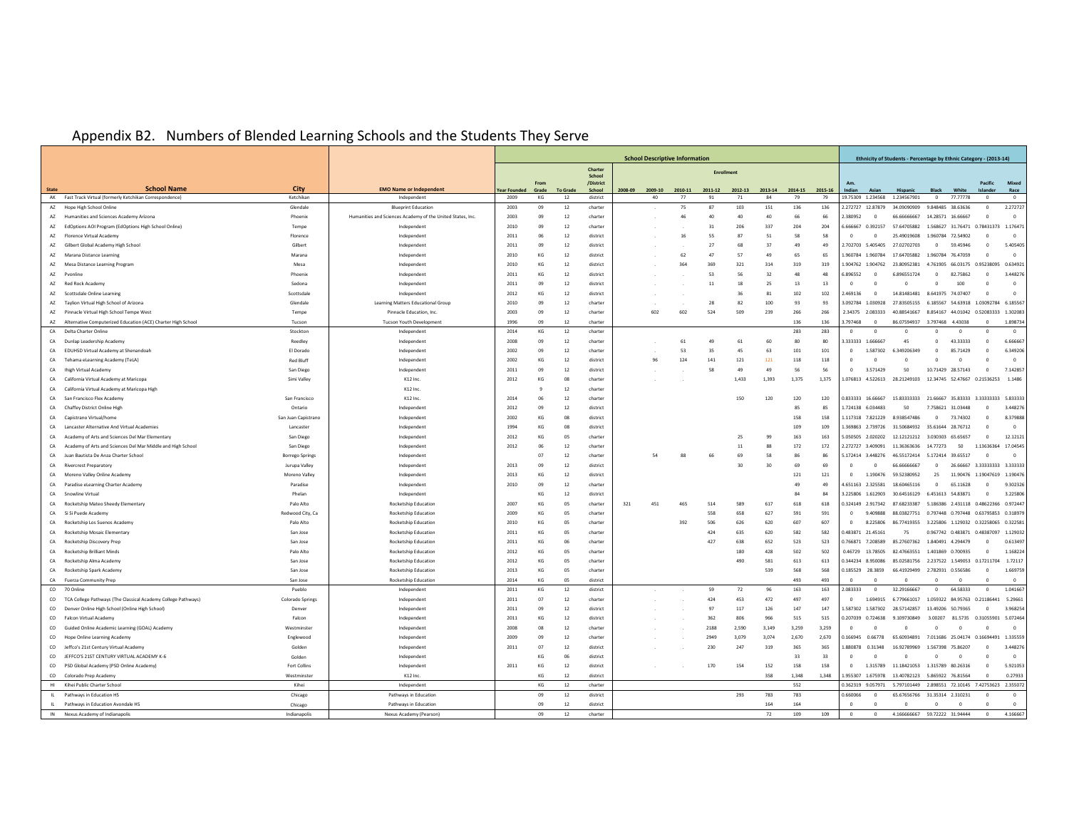# Appendix B2. Numbers of Blended Learning Schools and the Students They Serve

| | | | School Descriptive Information | | | | | | | | | | | | | Ethnicity of Students - Percentage by Ethnic Category - (2013-14) | | | | | | |
|---|---|---|---|---|---|---|---|---|---|---|---|---|---|---|---|---|---|---|---|---|---|---|
| | | | | | | | Enrollment | | | | | | | | | | | | | | | |
| State | School Name | City | EMO Name or Independent | Year Founded | From Grade | To Grade | Charter School /District School | 2008-09 | 2009-10 | 2010-11 | 2011-12 | 2012-13 | 2013-14 | 2014-15 | 2015-16 | Am. Indian | Asian | Hispanic | Black | White | Pacific Islander | Mixed Race |
| AK | Fast Track Virtual (formerly Ketchikan Correspondence) | Ketchikan | Independent | 2009 | KG | 12 | district | | 40 | 77 | 91 | 71 | 84 | 79 | 79 | 19.75309 | 1.234568 | 1.234567901 | 0 | 77.77778 | 0 | 0 |
| AZ | Hope High School Online | Glendale | Blueprint Education | 2003 | 09 | 12 | charter | | . | 75 | 87 | 103 | 151 | 136 | 136 | 2.272727 | 12.87879 | 34.09090909 | 9.848485 | 38.63636 | 0 | 2.272727 |
| AZ | Humanities and Sciences Academy Arizona | Phoenix | Humanities and Sciences Academy of the United States, Inc. | 2003 | 09 | 12 | charter | | . | 46 | 40 | 40 | 40 | 66 | 66 | 2.380952 | 0 | 66.66666667 | 14.28571 | 16.66667 | 0 | 0 |
| AZ | EdOptions AOI Program (EdOptions High School Online) | Tempe | Independent | 2010 | 09 | 12 | charter | | . | . | 31 | 206 | 337 | 204 | 204 | 6.666667 | 0.392157 | 57.64705882 | 1.568627 | 31.76471 | 0.78431373 | 1.176471 |
| AZ | Florence Virtual Academy | Florence | Independent | 2011 | 06 | 12 | district | | . | 16 | 55 | 87 | 51 | 58 | 58 | 0 | 0 | 25.49019608 | 1.960784 | 72.54902 | 0 | 0 |
| AZ | Gilbert Global Academy High School | Gilbert | Independent | 2011 | 09 | 12 | district | | . | . | 27 | 68 | 37 | 49 | 49 | 2.702703 | 5.405405 | 27.02702703 | 0 | 59.45946 | 0 | 5.405405 |
| AZ | Marana Distance Learning | Marana | Independent | 2010 | KG | 12 | district | | . | 62 | 47 | 57 | 49 | 65 | 65 | 1.960784 | 1.960784 | 17.64705882 | 1.960784 | 76.47059 | 0 | 0 |
| AZ | Mesa Distance Learning Program | Mesa | Independent | 2010 | KG | 12 | district | | . | 364 | 369 | 321 | 314 | 319 | 319 | 1.904762 | 1.904762 | 23.80952381 | 4.761905 | 66.03175 | 0.95238095 | 0.634921 |
| AZ | Pvonline | Phoenix | Independent | 2011 | KG | 12 | district | | . | . | 53 | 56 | 32 | 48 | 48 | 6.896552 | 0 | 6.896551724 | 0 | 82.75862 | 0 | 3.448276 |
| AZ | Red Rock Academy | Sedona | Independent | 2011 | 09 | 12 | district | | . | . | 11 | 18 | 25 | 13 | 13 | 0 | 0 | 0 | 0 | 100 | 0 | 0 |
| AZ | Scottsdale Online Learning | Scottsdale | Independent | 2012 | KG | 12 | district | | . | . | | 36 | 81 | 102 | 102 | 2.469136 | 0 | 14.81481481 | 8.641975 | 74.07407 | 0 | 0 |
| AZ | Taylion Virtual High School of Arizona | Glendale | Learning Matters Educational Group | 2010 | 09 | 12 | charter | | . | . | 28 | 82 | 100 | 93 | 93 | 3.092784 | 1.030928 | 27.83505155 | 6.185567 | 54.63918 | 1.03092784 | 6.185567 |
| AZ | Pinnacle Virtual High School Tempe West | Tempe | Pinnacle Education, Inc. | 2003 | 09 | 12 | charter | | 602 | 602 | 524 | 509 | 239 | 266 | 266 | 2.34375 | 2.083333 | 40.88541667 | 8.854167 | 44.01042 | 0.52083333 | 1.302083 |
| AZ | Alternative Computerized Education (ACE) Charter High School | Tucson | Tucson Youth Development | 1996 | 09 | 12 | charter | | | | | | | 136 | 136 | 3.797468 | 0 | 86.07594937 | 3.797468 | 4.43038 | 0 | 1.898734 |
| CA | Delta Charter Online | Stockton | Independent | 2014 | KG | 12 | charter | | | | | | | 283 | 283 | 0 | 0 | 0 | 0 | 0 | 0 | 0 |
| CA | Dunlap Leadership Academy | Reedley | Independent | 2008 | 09 | 12 | charter | | . | 61 | 49 | 61 | 60 | 80 | 80 | 3.333333 | 1.666667 | 45 | 0 | 43.33333 | 0 | 6.666667 |
| CA | EDUHSD Virtual Academy at Shenandoah | El Dorado | Independent | 2002 | 09 | 12 | district | | . | 53 | 35 | 45 | 63 | 101 | 101 | 0 | 1.587302 | 6.349206349 | 0 | 85.71429 | 0 | 6.349206 |
| CA | Tehama eLearning Academy (TeLA) | Red Bluff | Independent | 2002 | KG | 12 | district | | 96 | 124 | 141 | 121 | 121 | 118 | 118 | 0 | 0 | 0 | 0 | 0 | 0 | 0 |
| CA | Ihigh Virtual Academy | San Diego | Independent | 2011 | 09 | 12 | district | | . | . | 58 | 49 | 49 | 56 | 56 | 0 | 3.571429 | 50 | 10.71429 | 28.57143 | 0 | 7.142857 |
| CA | California Virtual Academy at Maricopa | Simi Valley | K12 Inc. | 2012 | KG | 08 | charter | | . | . | | 1,433 | 1,393 | 1,375 | 1,375 | 1.076813 | 4.522613 | 28.21249103 | 12.34745 | 52.47667 | 0.21536253 | 1.1486 |
| CA | California Virtual Academy at Maricopa High | | K12 Inc. | | 9 | 12 | charter | | | | | | | | | | | | | | | |
| CA | San Francisco Flex Academy | San Francisco | K12 Inc. | 2014 | 06 | 12 | charter | | | | | 150 | 120 | 120 | 120 | 0.833333 | 16.66667 | 15.83333333 | 21.66667 | 35.83333 | 3.33333333 | 5.833333 |
| CA | Chaffey District Online High | Ontario | Independent | 2012 | 09 | 12 | district | | | | | | | 85 | 85 | 1.724138 | 6.034483 | 50 | 7.758621 | 31.03448 | 0 | 3.448276 |
| CA | Capistrano Virtual/home | San Juan Capistrano | Independent | 2002 | KG | 08 | district | | | | | | | 158 | 158 | 1.117318 | 7.821229 | 8.938547486 | 0 | 73.74302 | 0 | 8.379888 |
| CA | Lancaster Alternative And Virtual Academies | Lancaster | Independent | 1994 | KG | 08 | district | | | | | | | 109 | 109 | 1.369863 | 2.739726 | 31.50684932 | 35.61644 | 28.76712 | 0 | 0 |
| CA | Academy of Arts and Sciences Del Mar Elementary | San Diego | Independent | 2012 | KG | 05 | charter | | | | | 25 | 99 | 163 | 163 | 5.050505 | 2.020202 | 12.12121212 | 3.030303 | 65.65657 | 0 | 12.12121 |
| CA | Academy of Arts and Sciences Del Mar Middle and High School | San Diego | Independent | 2012 | 06 | 12 | charter | | | | | 11 | 88 | 172 | 172 | 2.272727 | 3.409091 | 11.36363636 | 14.77273 | 50 | 1.13636364 | 17.04545 |
| CA | Juan Bautista De Anza Charter School | Borrego Springs | Independent | | 07 | 12 | charter | | 54 | 88 | 66 | 69 | 58 | 86 | 86 | 5.172414 | 3.448276 | 46.55172414 | 5.172414 | 39.65517 | 0 | 0 |
| CA | Rivercrest Preparatory | Jurupa Valley | Independent | 2013 | 09 | 12 | district | | | | | 30 | 30 | 69 | 69 | 0 | 0 | 66.66666667 | 0 | 26.66667 | 3.33333333 | 3.333333 |
| CA | Moreno Valley Online Academy | Moreno Valley | Independent | 2013 | KG | 12 | district | | | | | | | 121 | 121 | 0 | 1.190476 | 59.52380952 | 25 | 11.90476 | 1.19047619 | 1.190476 |
| CA | Paradise eLearning Charter Academy | Paradise | Independent | 2010 | 09 | 12 | charter | | | | | | | 49 | 49 | 4.651163 | 2.325581 | 18.60465116 | 0 | 65.11628 | 0 | 9.302326 |
| CA | Snowline Virtual | Phelan | Independent | | KG | 12 | district | | | | | | | 84 | 84 | 3.225806 | 1.612903 | 30.64516129 | 6.451613 | 54.83871 | 0 | 3.225806 |
| CA | Rocketship Mateo Sheedy Elementary | Palo Alto | Rocketship Education | 2007 | KG | 05 | charter | 321 | 451 | 465 | 514 | 589 | 617 | 618 | 618 | 0.324149 | 2.917342 | 87.68233387 | 5.186386 | 2.431118 | 0.48622366 | 0.972447 |
| CA | Si Si Puede Academy | Redwood City, Ca | Rocketship Education | 2009 | KG | 05 | charter | | | | 558 | 658 | 627 | 591 | 591 | 0 | 9.409888 | 88.03827751 | 0.797448 | 0.797448 | 0.63795853 | 0.318979 |
| CA | Rocketship Los Suenos Academy | Palo Alto | Rocketship Education | 2010 | KG | 05 | charter | | | 392 | 506 | 626 | 620 | 607 | 607 | 0 | 8.225806 | 86.77419355 | 3.225806 | 1.129032 | 0.32258065 | 0.322581 |
| CA | Rocketship Mosaic Elementary | San Jose | Rocketship Education | 2011 | KG | 05 | charter | | | | 424 | 635 | 620 | 582 | 582 | 0.483871 | 21.45161 | 75 | 0.967742 | 0.483871 | 0.48387097 | 1.129032 |
| CA | Rocketship Discovery Prep | San Jose | Rocketship Education | 2011 | KG | 06 | charter | | | | 427 | 638 | 652 | 523 | 523 | 0.766871 | 7.208589 | 85.27607362 | 1.840491 | 4.294479 | 0 | 0.613497 |
| CA | Rocketship Brilliant Minds | Palo Alto | Rocketship Education | 2012 | KG | 05 | charter | | | | | 180 | 428 | 502 | 502 | 0.46729 | 13.78505 | 82.47663551 | 1.401869 | 0.700935 | 0 | 1.168224 |
| CA | Rocketship Alma Academy | San Jose | Rocketship Education | 2012 | KG | 05 | charter | | | | | 490 | 581 | 613 | 613 | 0.344234 | 8.950086 | 85.02581756 | 2.237522 | 1.549053 | 0.17211704 | 1.72117 |
| CA | Rocketship Spark Academy | San Jose | Rocketship Education | 2013 | KG | 05 | charter | | | | | | 539 | 568 | 568 | 0.185529 | 28.3859 | 66.41929499 | 2.782931 | 0.556586 | 0 | 1.669759 |
| CA | Fuerza Community Prep | San Jose | Rocketship Education | 2014 | KG | 05 | charter | | | | | | | 493 | 493 | 0 | 0 | 0 | 0 | 0 | 0 | 0 |
| CO | 70 Online | Pueblo | Independent | 2011 | KG | 12 | district | | . | . | 59 | 72 | 96 | 163 | 163 | 2.083333 | 0 | 32.29166667 | 0 | 64.58333 | 0 | 1.041667 |
| CO | TCA College Pathways (The Classical Academy College Pathways) | Colorado Springs | Independent | 2011 | 07 | 12 | charter | | . | . | 424 | 453 | 472 | 497 | 497 | 0 | 1.694915 | 6.779661017 | 1.059322 | 84.95763 | 0.21186441 | 5.29661 |
| CO | Denver Online High School (Online High School) | Denver | Independent | 2011 | 09 | 12 | district | | . | . | 97 | 117 | 126 | 147 | 147 | 1.587302 | 1.587302 | 28.57142857 | 13.49206 | 50.79365 | 0 | 3.968254 |
| CO | Falcon Virtual Academy | Falcon | Independent | 2011 | KG | 12 | district | | . | . | 362 | 806 | 966 | 515 | 515 | 0.207039 | 0.724638 | 9.109730849 | 3.00207 | 81.5735 | 0.31055901 | 5.072464 |
| CO | Guided Online Academic Learning (GOAL) Academy | Westminster | Independent | 2008 | 08 | 12 | charter | | . | . | 2188 | 2,590 | 3,149 | 3,259 | 3,259 | 0 | 0 | 0 | 0 | 0 | 0 | 0 |
| CO | Hope Online Learning Academy | Englewood | Independent | 2009 | 09 | 12 | charter | | . | . | 2949 | 3,079 | 3,074 | 2,670 | 2,670 | 0.166945 | 0.66778 | 65.60934891 | 7.011686 | 25.04174 | 0.16694491 | 1.335559 |
| CO | Jeffco's 21st Century Virtual Academy | Golden | Independent | 2011 | 07 | 12 | district | | . | . | 230 | 247 | 319 | 365 | 365 | 1.880878 | 0.31348 | 16.92789969 | 1.567398 | 75.86207 | 0 | 3.448276 |
| CO | JEFFCO'S 21ST CENTURY VIRTUAL ACADEMY K-6 | Golden | Independent | | KG | 06 | district | | | | | | | 33 | 33 | 0 | 0 | 0 | 0 | 0 | 0 | 0 |
| CO | PSD Global Academy (PSD Online Academy) | Fort Collins | Independent | 2011 | KG | 12 | district | | . | . | 170 | 154 | 152 | 158 | 158 | 0 | 1.315789 | 11.18421053 | 1.315789 | 80.26316 | 0 | 5.921053 |
| CO | Colorado Prep Academy | Westminster | K12 Inc. | | KG | 12 | district | | | | | | 358 | 1,348 | 1,348 | 1.955307 | 1.675978 | 13.40782123 | 5.865922 | 76.81564 | 0 | 0.27933 |
| HI | Kihei Public Charter School | Kihei | Independent | | KG | 12 | charter | | | | | | | 552 | | 0.362319 | 9.057971 | 5.797101449 | 2.898551 | 72.10145 | 7.42753623 | 2.355072 |
| IL | Pathways in Education HS | Chicago | Pathways in Education | | 09 | 12 | district | | | | | 293 | 783 | 783 | | 0.660066 | 0 | 65.67656766 | 31.35314 | 2.310231 | 0 | 0 |
| IL | Pathways in Education Avondale HS | Chicago | Pathways in Education | | 09 | 12 | district | | | | | | 164 | 164 | | 0 | 0 | 0 | 0 | 0 | 0 | 0 |
| IN | Nexus Academy of Indianapolis | Indianapolis | Nexus Academy (Pearson) | | 09 | 12 | charter | | | | | | 72 | 109 | 109 | 0 | 0 | 4.166666667 | 59.72222 | 31.94444 | 0 | 4.166667 |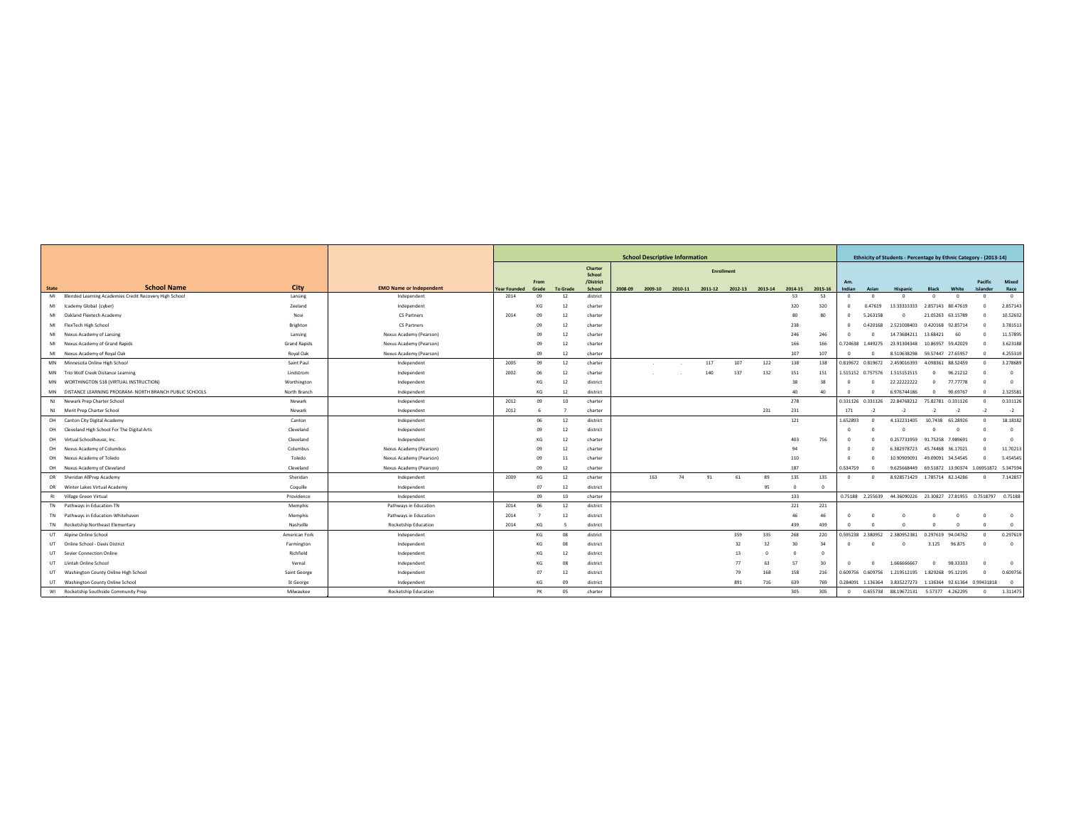| | | | | School Descriptive Information | | | | | | | | | | | | Ethnicity of Students - Percentage by Ethnic Category - (2013-14) | | | | | | |
|---|---|---|---|---|---|---|---|---|---|---|---|---|---|---|---|---|---|---|---|---|---|---|
| | | | | | | | | Enrollment | | | | | | | | | | | | | | |
| State | School Name | City | EMO Name or Independent | Year Founded | From Grade | To Grade | Charter School /District School | 2008-09 | 2009-10 | 2010-11 | 2011-12 | 2012-13 | 2013-14 | 2014-15 | 2015-16 | Am. Indian | Asian | Hispanic | Black | White | Pacific Islander | Mixed Race |
| MI | Blended Learning Academies Credit Recovery High School | Lansing | Independent | 2014 | 09 | 12 | district | | | | | | | 53 | 53 | 0 | 0 | 0 | 0 | 0 | 0 | 0 |
| MI | Icademy Global (cyber) | Zeeland | Independent | | KG | 12 | charter | | | | | | | 320 | 320 | 0 | 0.47619 | 13.33333333 | 2.857143 | 80.47619 | 0 | 2.857143 |
| MI | Oakland Flextech Academy | Novi | CS Partners | 2014 | 09 | 12 | charter | | | | | | | 80 | 80 | 0 | 5.263158 | 0 | 21.05263 | 63.15789 | 0 | 10.52632 |
| MI | FlexTech High School | Brighton | CS Partners | | 09 | 12 | charter | | | | | | | 238 | | 0 | 0.420168 | 2.521008403 | 0.420168 | 92.85714 | 0 | 3.781513 |
| MI | Nexus Academy of Lansing | Lansing | Nexus Academy (Pearson) | | 09 | 12 | charter | | | | | | | 246 | 246 | 0 | 0 | 14.73684211 | 13.68421 | 60 | 0 | 11.57895 |
| MI | Nexus Academy of Grand Rapids | Grand Rapids | Nexus Academy (Pearson) | | 09 | 12 | charter | | | | | | | 166 | 166 | 0.724638 | 1.449275 | 23.91304348 | 10.86957 | 59.42029 | 0 | 3.623188 |
| MI | Nexus Academy of Royal Oak | Royal Oak | Nexus Academy (Pearson) | | 09 | 12 | charter | | | | | | | 107 | 107 | 0 | 0 | 8.510638298 | 59.57447 | 27.65957 | 0 | 4.255319 |
| MN | Minnesota Online High School | Saint Paul | Independent | 2005 | 09 | 12 | charter | | . | . | 117 | 107 | 122 | 138 | 138 | 0.819672 | 0.819672 | 2.459016393 | 4.098361 | 88.52459 | 0 | 3.278689 |
| MN | Trio Wolf Creek Distance Learning | Lindstrom | Independent | 2002 | 06 | 12 | charter | | . | . | 140 | 137 | 132 | 151 | 151 | 1.515152 | 0.757576 | 1.515151515 | 0 | 96.21212 | 0 | 0 |
| MN | WORTHINGTON 518 (VIRTUAL INSTRUCTION) | Worthington | Independent | | KG | 12 | district | | | | | | | 38 | 38 | 0 | 0 | 22.22222222 | 0 | 77.77778 | 0 | 0 |
| MN | DISTANCE LEARNING PROGRAM- NORTH BRANCH PUBLIC SCHOOLS | North Branch | Independent | | KG | 12 | district | | | | | | | 40 | 40 | 0 | 0 | 6.976744186 | 0 | 90.69767 | 0 | 2.325581 |
| NJ | Newark Prep Charter School | Newark | Independent | 2012 | 09 | 10 | charter | | | | | | | 278 | | 0.331126 | 0.331126 | 22.84768212 | 75.82781 | 0.331126 | 0 | 0.331126 |
| NJ | Merit Prep Charter School | Newark | Independent | 2012 | 6 | 7 | charter | | | | | | 231 | 231 | | 171 | -2 | -2 | -2 | -2 | -2 | -2 |
| OH | Canton City Digital Academy | Canton | Independent | | 06 | 12 | district | | | | | | | 121 | | 1.652893 | 0 | 4.132231405 | 10.7438 | 65.28926 | 0 | 18.18182 |
| OH | Cleveland High School For The Digital Arts | Cleveland | Independent | | 09 | 12 | district | | | | | | | | | 0 | 0 | 0 | 0 | 0 | 0 | 0 |
| OH | Virtual Schoolhouse, Inc. | Cleveland | Independent | | KG | 12 | charter | | | | | | | 403 | 756 | 0 | 0 | 0.257731959 | 91.75258 | 7.989691 | 0 | 0 |
| OH | Nexus Academy of Columbus | Columbus | Nexus Academy (Pearson) | | 09 | 12 | charter | | | | | | | 94 | | 0 | 0 | 6.382978723 | 45.74468 | 36.17021 | 0 | 11.70213 |
| OH | Nexus Academy of Toledo | Toledo | Nexus Academy (Pearson) | | 09 | 11 | charter | | | | | | | 110 | | 0 | 0 | 10.90909091 | 49.09091 | 34.54545 | 0 | 5.454545 |
| OH | Nexus Academy of Cleveland | Cleveland | Nexus Academy (Pearson) | | 09 | 12 | charter | | | | | | | 187 | | 0.534759 | 0 | 9.625668449 | 69.51872 | 13.90374 | 1.06951872 | 5.347594 |
| OR | Sheridan AllPrep Academy | Sheridan | Independent | 2009 | KG | 12 | charter | | 163 | 74 | 91 | 61 | 89 | 135 | 135 | 0 | 0 | 8.928571429 | 1.785714 | 82.14286 | 0 | 7.142857 |
| OR | Winter Lakes Virtual Academy | Coquille | Independent | | 07 | 12 | district | | | | | | 95 | 0 | 0 | | | | | | | |
| RI | Village Green Virtual | Providence | Independent | | 09 | 10 | charter | | | | | | | 133 | | 0.75188 | 2.255639 | 44.36090226 | 23.30827 | 27.81955 | 0.7518797 | 0.75188 |
| TN | Pathways in Education-TN | Memphis | Pathways in Education | 2014 | 06 | 12 | district | | | | | | | 221 | 221 | | | | | | | |
| TN | Pathways in Education-Whitehaven | Memphis | Pathways in Education | 2014 | 7 | 12 | district | | | | | | | 46 | 46 | 0 | 0 | 0 | 0 | 0 | 0 | 0 |
| TN | Rocketship Northeast Elementary | Nashville | Rocketship Education | 2014 | KG | 5 | district | | | | | | | 439 | 439 | 0 | 0 | 0 | 0 | 0 | 0 | 0 |
| UT | Alpine Online School | American Fork | Independent | | KG | 08 | district | | | | | 359 | 335 | 268 | 220 | 0.595238 | 2.380952 | 2.380952381 | 0.297619 | 94.04762 | 0 | 0.297619 |
| UT | Online School - Davis District | Farmington | Independent | | KG | 08 | district | | | | | 32 | 32 | 30 | 34 | 0 | 0 | 0 | 3.125 | 96.875 | 0 | 0 |
| UT | Sevier Connection Online | Richfield | Independent | | KG | 12 | district | | | | | 13 | 0 | 0 | 0 | | | | | | | |
| UT | Uintah Online School | Vernal | Independent | | KG | 08 | district | | | | | 77 | 63 | 57 | 30 | 0 | 0 | 1.666666667 | 0 | 98.33333 | 0 | 0 |
| UT | Washington County Online High School | Saint George | Independent | | 07 | 12 | district | | | | | 79 | 168 | 158 | 216 | 0.609756 | 0.609756 | 1.219512195 | 1.829268 | 95.12195 | 0 | 0.609756 |
| UT | Washington County Online School | St George | Independent | | KG | 09 | district | | | | | 891 | 716 | 639 | 769 | 0.284091 | 1.136364 | 3.835227273 | 1.136364 | 92.61364 | 0.99431818 | 0 |
| WI | Rocketship Southside Community Prep | Milwaukee | Rocketship Education | | PK | 05 | charter | | | | | | | 305 | 305 | 0 | 0.655738 | 88.19672131 | 5.57377 | 4.262295 | 0 | 1.311475 |